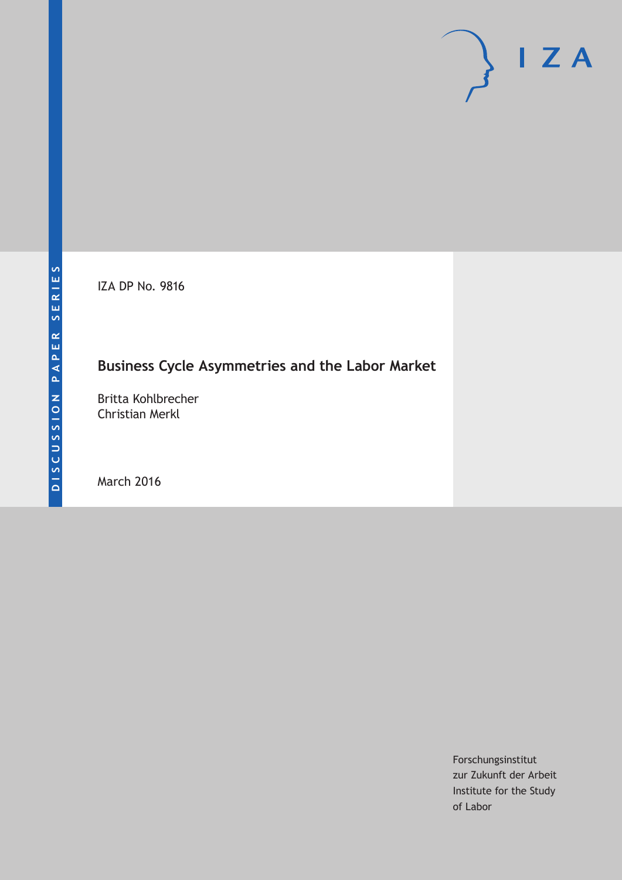DISCUSSION PAPER SERIES

IZA

IZA DP No. 9816

# Business Cycle Asymmetries and the Labor Market

Britta Kohlbrecher
Christian Merkl

March 2016

Forschungsinstitut
zur Zukunft der Arbeit
Institute for the Study
of Labor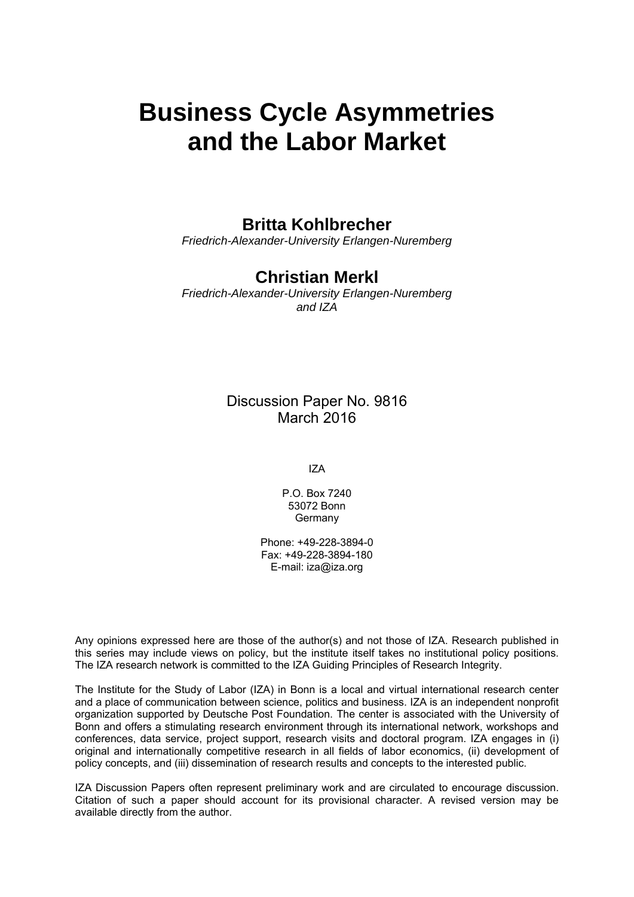# Business Cycle Asymmetries and the Labor Market

**Britta Kohlbrecher**

*Friedrich-Alexander-University Erlangen-Nuremberg*

**Christian Merkl**

*Friedrich-Alexander-University Erlangen-Nuremberg and IZA*

Discussion Paper No. 9816
March 2016

IZA

P.O. Box 7240
53072 Bonn
Germany

Phone: +49-228-3894-0
Fax: +49-228-3894-180
E-mail: iza@iza.org

Any opinions expressed here are those of the author(s) and not those of IZA. Research published in this series may include views on policy, but the institute itself takes no institutional policy positions. The IZA research network is committed to the IZA Guiding Principles of Research Integrity.

The Institute for the Study of Labor (IZA) in Bonn is a local and virtual international research center and a place of communication between science, politics and business. IZA is an independent nonprofit organization supported by Deutsche Post Foundation. The center is associated with the University of Bonn and offers a stimulating research environment through its international network, workshops and conferences, data service, project support, research visits and doctoral program. IZA engages in (i) original and internationally competitive research in all fields of labor economics, (ii) development of policy concepts, and (iii) dissemination of research results and concepts to the interested public.

IZA Discussion Papers often represent preliminary work and are circulated to encourage discussion. Citation of such a paper should account for its provisional character. A revised version may be available directly from the author.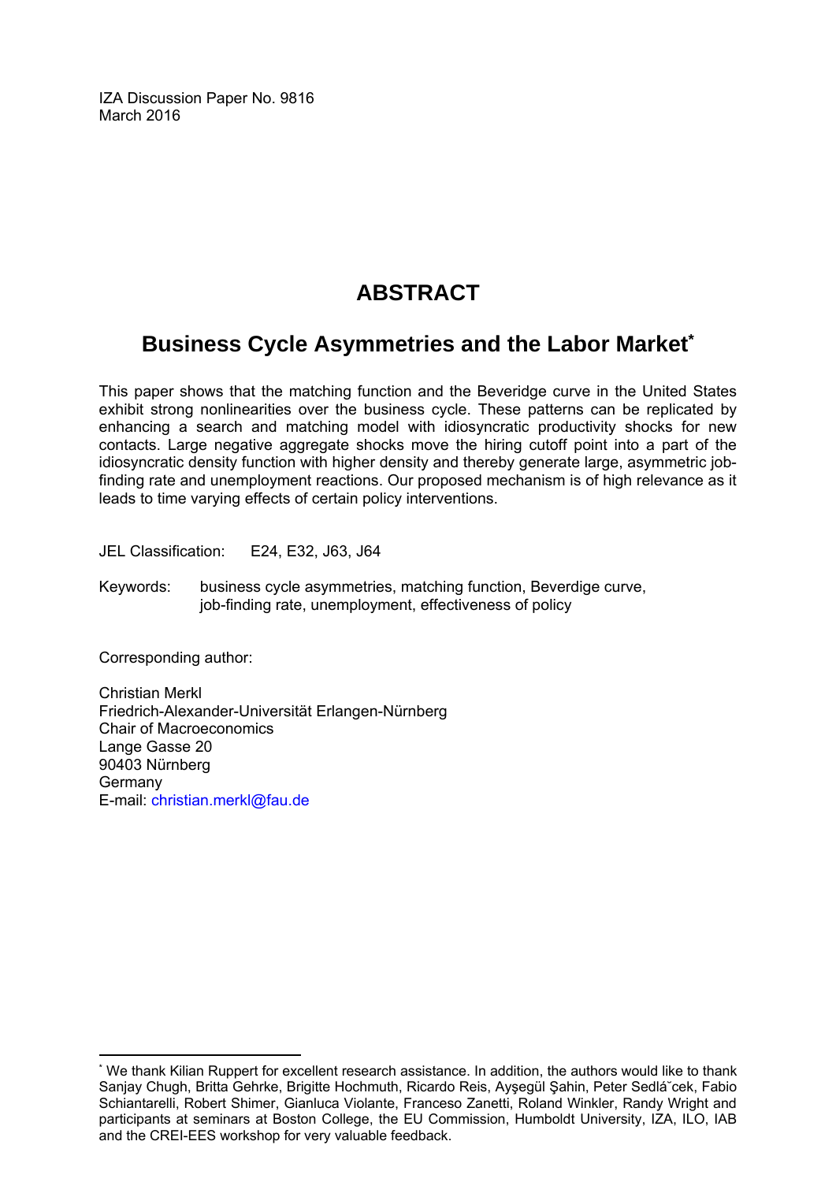IZA Discussion Paper No. 9816
March 2016

# ABSTRACT

## Business Cycle Asymmetries and the Labor Market*

This paper shows that the matching function and the Beveridge curve in the United States exhibit strong nonlinearities over the business cycle. These patterns can be replicated by enhancing a search and matching model with idiosyncratic productivity shocks for new contacts. Large negative aggregate shocks move the hiring cutoff point into a part of the idiosyncratic density function with higher density and thereby generate large, asymmetric job-finding rate and unemployment reactions. Our proposed mechanism is of high relevance as it leads to time varying effects of certain policy interventions.

JEL Classification: E24, E32, J63, J64

Keywords: business cycle asymmetries, matching function, Beverdige curve, job-finding rate, unemployment, effectiveness of policy

Corresponding author:

Christian Merkl
Friedrich-Alexander-Universität Erlangen-Nürnberg
Chair of Macroeconomics
Lange Gasse 20
90403 Nürnberg
Germany
E-mail: christian.merkl@fau.de

---

* We thank Kilian Ruppert for excellent research assistance. In addition, the authors would like to thank Sanjay Chugh, Britta Gehrke, Brigitte Hochmuth, Ricardo Reis, Ayşegül Şahin, Peter Sedláˇcek, Fabio Schiantarelli, Robert Shimer, Gianluca Violante, Franceso Zanetti, Roland Winkler, Randy Wright and participants at seminars at Boston College, the EU Commission, Humboldt University, IZA, ILO, IAB and the CREI-EES workshop for very valuable feedback.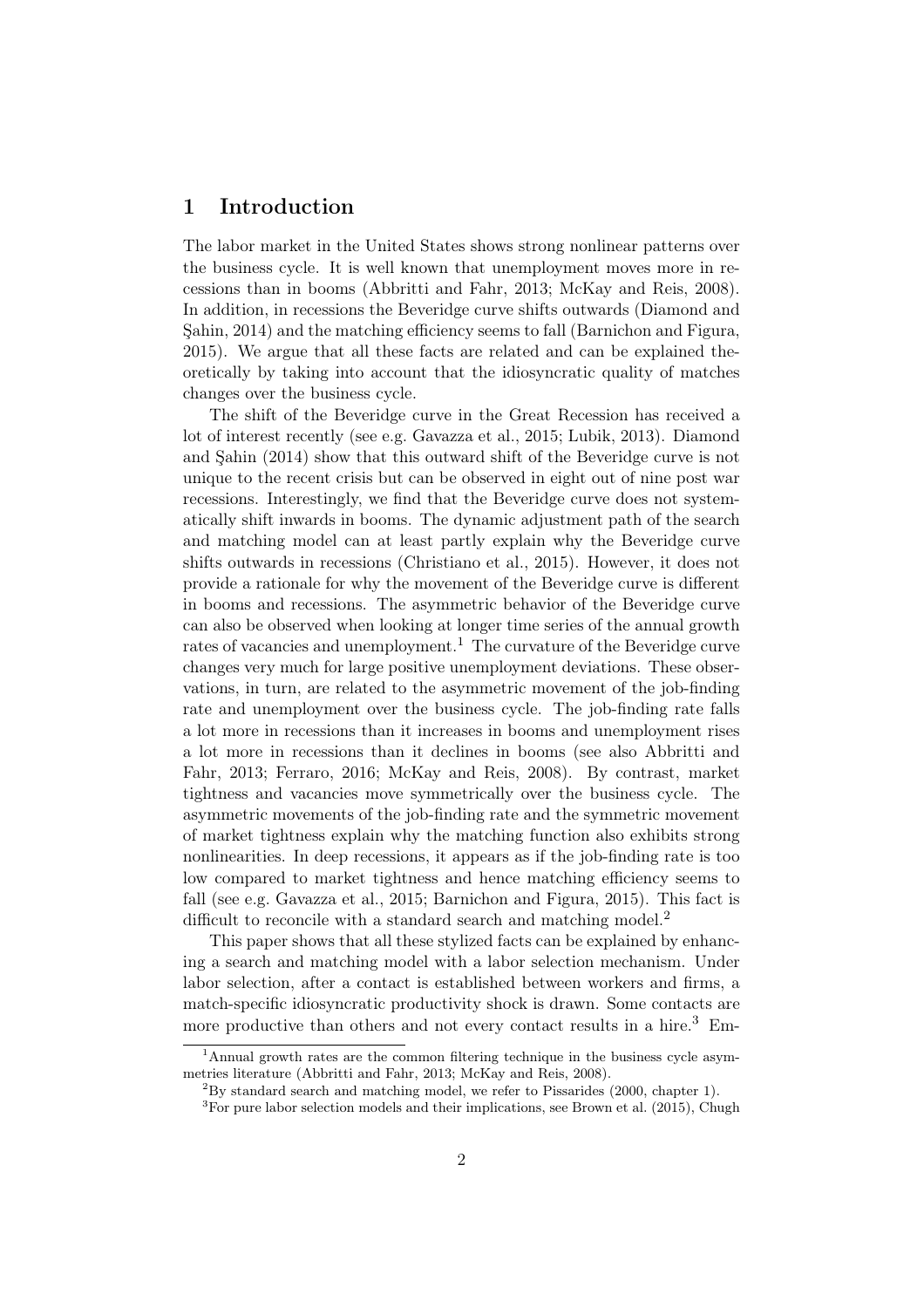# 1 Introduction

The labor market in the United States shows strong nonlinear patterns over the business cycle. It is well known that unemployment moves more in recessions than in booms (Abbritti and Fahr, 2013; McKay and Reis, 2008). In addition, in recessions the Beveridge curve shifts outwards (Diamond and Şahin, 2014) and the matching efficiency seems to fall (Barnichon and Figura, 2015). We argue that all these facts are related and can be explained theoretically by taking into account that the idiosyncratic quality of matches changes over the business cycle.

The shift of the Beveridge curve in the Great Recession has received a lot of interest recently (see e.g. Gavazza et al., 2015; Lubik, 2013). Diamond and Şahin (2014) show that this outward shift of the Beveridge curve is not unique to the recent crisis but can be observed in eight out of nine post war recessions. Interestingly, we find that the Beveridge curve does not systematically shift inwards in booms. The dynamic adjustment path of the search and matching model can at least partly explain why the Beveridge curve shifts outwards in recessions (Christiano et al., 2015). However, it does not provide a rationale for why the movement of the Beveridge curve is different in booms and recessions. The asymmetric behavior of the Beveridge curve can also be observed when looking at longer time series of the annual growth rates of vacancies and unemployment.[1] The curvature of the Beveridge curve changes very much for large positive unemployment deviations. These observations, in turn, are related to the asymmetric movement of the job-finding rate and unemployment over the business cycle. The job-finding rate falls a lot more in recessions than it increases in booms and unemployment rises a lot more in recessions than it declines in booms (see also Abbritti and Fahr, 2013; Ferraro, 2016; McKay and Reis, 2008). By contrast, market tightness and vacancies move symmetrically over the business cycle. The asymmetric movements of the job-finding rate and the symmetric movement of market tightness explain why the matching function also exhibits strong nonlinearities. In deep recessions, it appears as if the job-finding rate is too low compared to market tightness and hence matching efficiency seems to fall (see e.g. Gavazza et al., 2015; Barnichon and Figura, 2015). This fact is difficult to reconcile with a standard search and matching model.[2]

This paper shows that all these stylized facts can be explained by enhancing a search and matching model with a labor selection mechanism. Under labor selection, after a contact is established between workers and firms, a match-specific idiosyncratic productivity shock is drawn. Some contacts are more productive than others and not every contact results in a hire.[3] Em-

[1] Annual growth rates are the common filtering technique in the business cycle asymmetries literature (Abbritti and Fahr, 2013; McKay and Reis, 2008).

[2] By standard search and matching model, we refer to Pissarides (2000, chapter 1).

[3] For pure labor selection models and their implications, see Brown et al. (2015), Chugh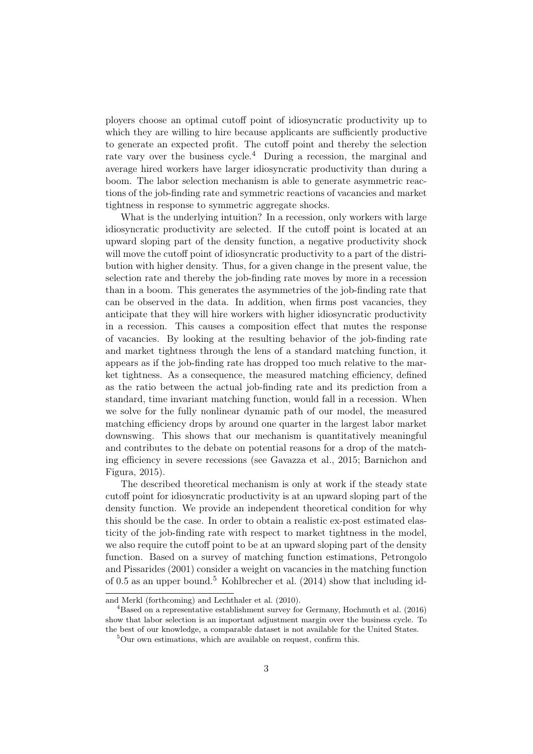ployers choose an optimal cutoff point of idiosyncratic productivity up to which they are willing to hire because applicants are sufficiently productive to generate an expected profit. The cutoff point and thereby the selection rate vary over the business cycle.[4] During a recession, the marginal and average hired workers have larger idiosyncratic productivity than during a boom. The labor selection mechanism is able to generate asymmetric reactions of the job-finding rate and symmetric reactions of vacancies and market tightness in response to symmetric aggregate shocks.

What is the underlying intuition? In a recession, only workers with large idiosyncratic productivity are selected. If the cutoff point is located at an upward sloping part of the density function, a negative productivity shock will move the cutoff point of idiosyncratic productivity to a part of the distribution with higher density. Thus, for a given change in the present value, the selection rate and thereby the job-finding rate moves by more in a recession than in a boom. This generates the asymmetries of the job-finding rate that can be observed in the data. In addition, when firms post vacancies, they anticipate that they will hire workers with higher idiosyncratic productivity in a recession. This causes a composition effect that mutes the response of vacancies. By looking at the resulting behavior of the job-finding rate and market tightness through the lens of a standard matching function, it appears as if the job-finding rate has dropped too much relative to the market tightness. As a consequence, the measured matching efficiency, defined as the ratio between the actual job-finding rate and its prediction from a standard, time invariant matching function, would fall in a recession. When we solve for the fully nonlinear dynamic path of our model, the measured matching efficiency drops by around one quarter in the largest labor market downswing. This shows that our mechanism is quantitatively meaningful and contributes to the debate on potential reasons for a drop of the matching efficiency in severe recessions (see Gavazza et al., 2015; Barnichon and Figura, 2015).

The described theoretical mechanism is only at work if the steady state cutoff point for idiosyncratic productivity is at an upward sloping part of the density function. We provide an independent theoretical condition for why this should be the case. In order to obtain a realistic ex-post estimated elasticity of the job-finding rate with respect to market tightness in the model, we also require the cutoff point to be at an upward sloping part of the density function. Based on a survey of matching function estimations, Petrongolo and Pissarides (2001) consider a weight on vacancies in the matching function of 0.5 as an upper bound.[5] Kohlbrecher et al. (2014) show that including id-

---

and Merkl (forthcoming) and Lechthaler et al. (2010).

[4] Based on a representative establishment survey for Germany, Hochmuth et al. (2016) show that labor selection is an important adjustment margin over the business cycle. To the best of our knowledge, a comparable dataset is not available for the United States.

[5] Our own estimations, which are available on request, confirm this.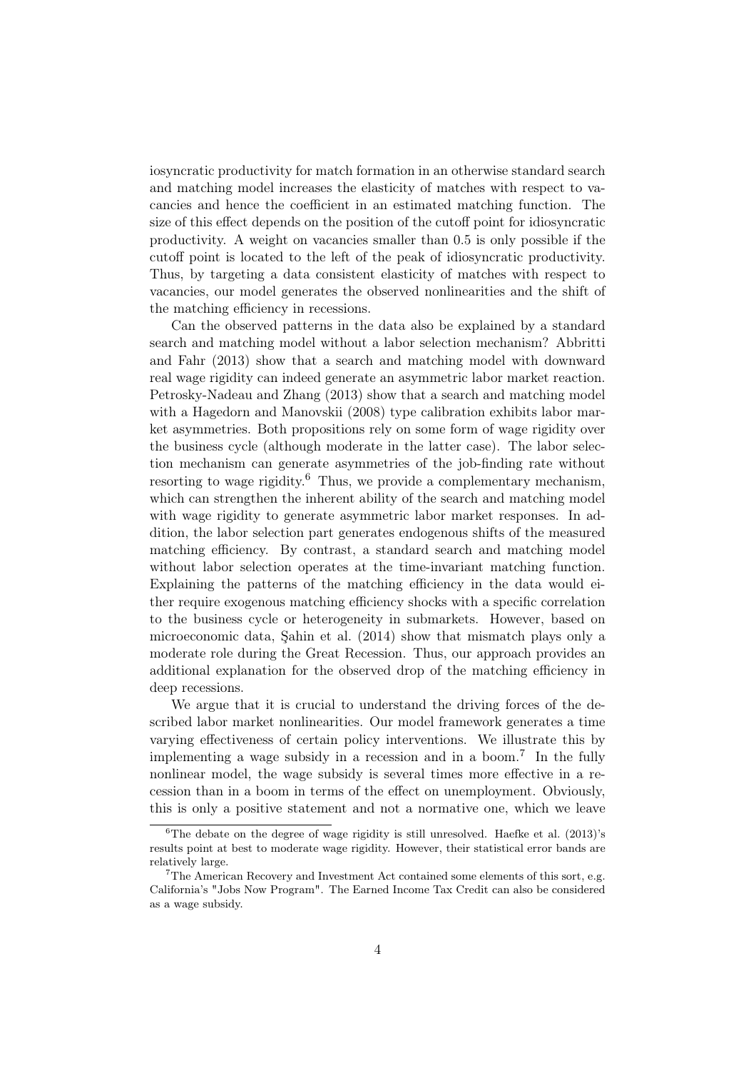iosyncratic productivity for match formation in an otherwise standard search and matching model increases the elasticity of matches with respect to vacancies and hence the coefficient in an estimated matching function. The size of this effect depends on the position of the cutoff point for idiosyncratic productivity. A weight on vacancies smaller than 0.5 is only possible if the cutoff point is located to the left of the peak of idiosyncratic productivity. Thus, by targeting a data consistent elasticity of matches with respect to vacancies, our model generates the observed nonlinearities and the shift of the matching efficiency in recessions.

Can the observed patterns in the data also be explained by a standard search and matching model without a labor selection mechanism? Abbritti and Fahr (2013) show that a search and matching model with downward real wage rigidity can indeed generate an asymmetric labor market reaction. Petrosky-Nadeau and Zhang (2013) show that a search and matching model with a Hagedorn and Manovskii (2008) type calibration exhibits labor market asymmetries. Both propositions rely on some form of wage rigidity over the business cycle (although moderate in the latter case). The labor selection mechanism can generate asymmetries of the job-finding rate without resorting to wage rigidity.[6] Thus, we provide a complementary mechanism, which can strengthen the inherent ability of the search and matching model with wage rigidity to generate asymmetric labor market responses. In addition, the labor selection part generates endogenous shifts of the measured matching efficiency. By contrast, a standard search and matching model without labor selection operates at the time-invariant matching function. Explaining the patterns of the matching efficiency in the data would either require exogenous matching efficiency shocks with a specific correlation to the business cycle or heterogeneity in submarkets. However, based on microeconomic data, Şahin et al. (2014) show that mismatch plays only a moderate role during the Great Recession. Thus, our approach provides an additional explanation for the observed drop of the matching efficiency in deep recessions.

We argue that it is crucial to understand the driving forces of the described labor market nonlinearities. Our model framework generates a time varying effectiveness of certain policy interventions. We illustrate this by implementing a wage subsidy in a recession and in a boom.[7] In the fully nonlinear model, the wage subsidy is several times more effective in a recession than in a boom in terms of the effect on unemployment. Obviously, this is only a positive statement and not a normative one, which we leave

[6] The debate on the degree of wage rigidity is still unresolved. Haefke et al. (2013)'s results point at best to moderate wage rigidity. However, their statistical error bands are relatively large.

[7] The American Recovery and Investment Act contained some elements of this sort, e.g. California's "Jobs Now Program". The Earned Income Tax Credit can also be considered as a wage subsidy.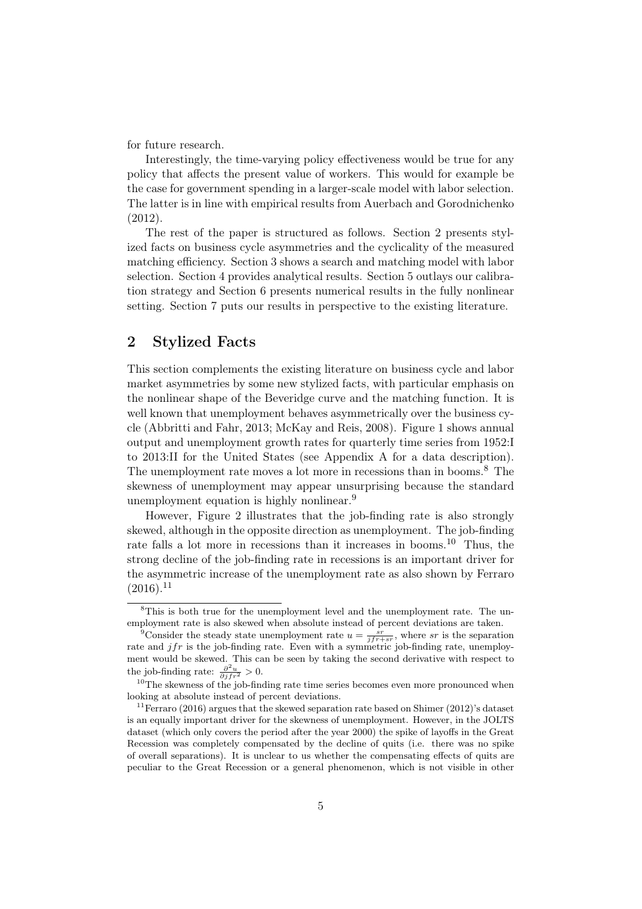for future research.

Interestingly, the time-varying policy effectiveness would be true for any policy that affects the present value of workers. This would for example be the case for government spending in a larger-scale model with labor selection. The latter is in line with empirical results from Auerbach and Gorodnichenko (2012).

The rest of the paper is structured as follows. Section 2 presents stylized facts on business cycle asymmetries and the cyclicality of the measured matching efficiency. Section 3 shows a search and matching model with labor selection. Section 4 provides analytical results. Section 5 outlays our calibration strategy and Section 6 presents numerical results in the fully nonlinear setting. Section 7 puts our results in perspective to the existing literature.

## 2 Stylized Facts

This section complements the existing literature on business cycle and labor market asymmetries by some new stylized facts, with particular emphasis on the nonlinear shape of the Beveridge curve and the matching function. It is well known that unemployment behaves asymmetrically over the business cycle (Abbritti and Fahr, 2013; McKay and Reis, 2008). Figure 1 shows annual output and unemployment growth rates for quarterly time series from 1952:I to 2013:II for the United States (see Appendix A for a data description). The unemployment rate moves a lot more in recessions than in booms.[8] The skewness of unemployment may appear unsurprising because the standard unemployment equation is highly nonlinear.[9]

However, Figure 2 illustrates that the job-finding rate is also strongly skewed, although in the opposite direction as unemployment. The job-finding rate falls a lot more in recessions than it increases in booms.[10] Thus, the strong decline of the job-finding rate in recessions is an important driver for the asymmetric increase of the unemployment rate as also shown by Ferraro (2016).[11]

---

[8] This is both true for the unemployment level and the unemployment rate. The unemployment rate is also skewed when absolute instead of percent deviations are taken.

[9] Consider the steady state unemployment rate $u = \frac{sr}{jfr+sr}$, where $sr$ is the separation rate and $jfr$ is the job-finding rate. Even with a symmetric job-finding rate, unemployment would be skewed. This can be seen by taking the second derivative with respect to the job-finding rate: $\frac{\partial^2 u}{\partial jfr^2} > 0$.

[10] The skewness of the job-finding rate time series becomes even more pronounced when looking at absolute instead of percent deviations.

[11] Ferraro (2016) argues that the skewed separation rate based on Shimer (2012)'s dataset is an equally important driver for the skewness of unemployment. However, in the JOLTS dataset (which only covers the period after the year 2000) the spike of layoffs in the Great Recession was completely compensated by the decline of quits (i.e. there was no spike of overall separations). It is unclear to us whether the compensating effects of quits are peculiar to the Great Recession or a general phenomenon, which is not visible in other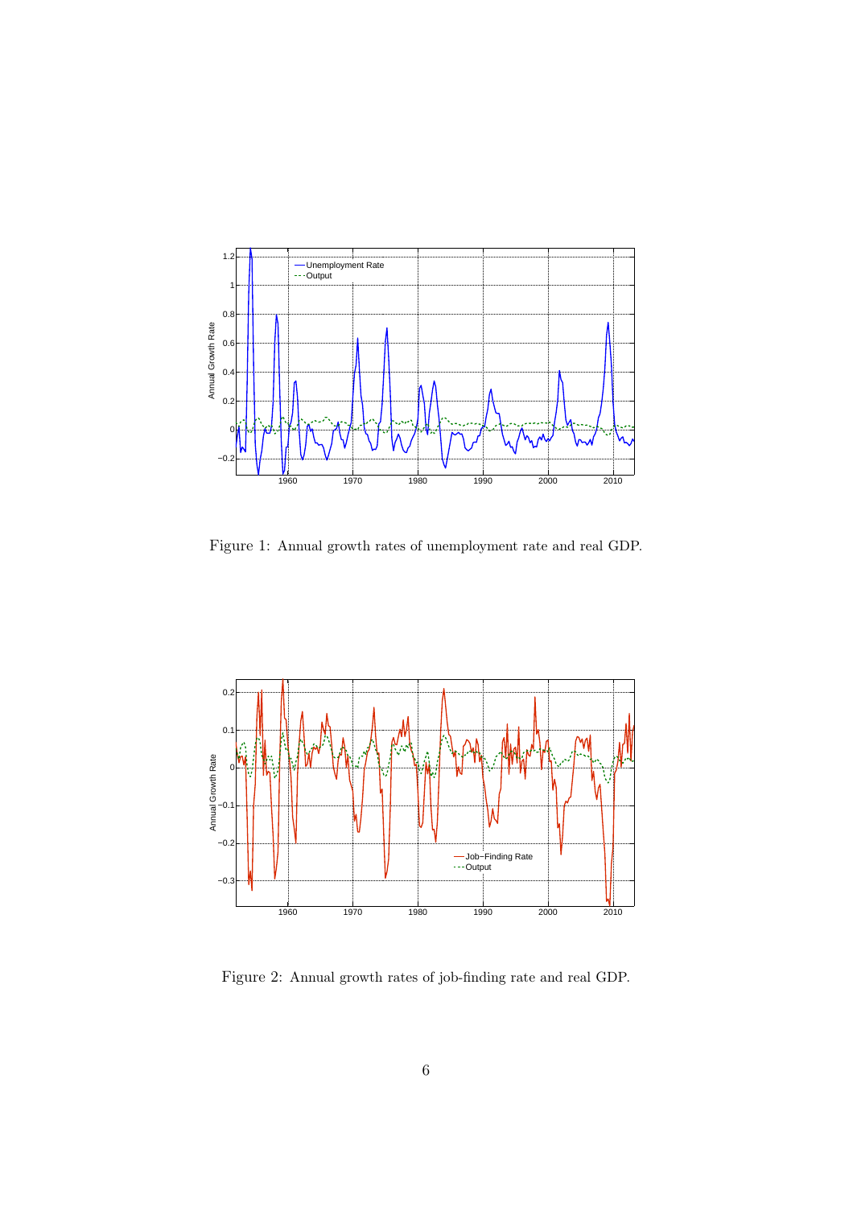Figure 1: Annual growth rates of unemployment rate and real GDP.

Figure 2: Annual growth rates of job-finding rate and real GDP.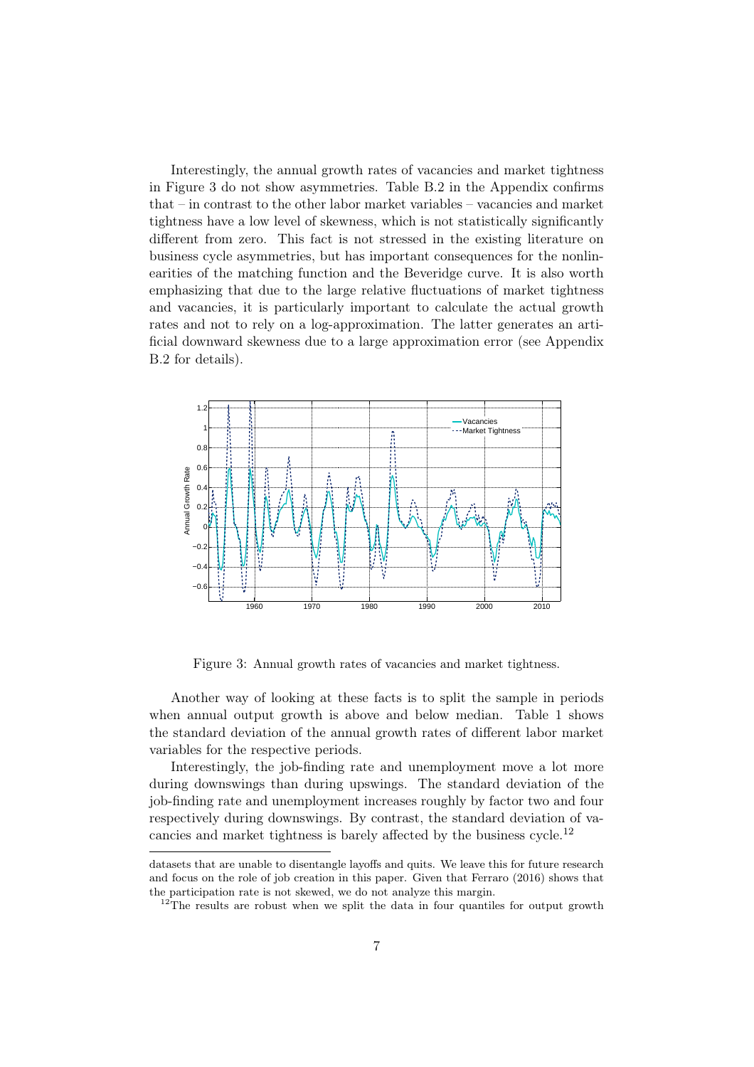Interestingly, the annual growth rates of vacancies and market tightness in Figure 3 do not show asymmetries. Table B.2 in the Appendix confirms that – in contrast to the other labor market variables – vacancies and market tightness have a low level of skewness, which is not statistically significantly different from zero. This fact is not stressed in the existing literature on business cycle asymmetries, but has important consequences for the nonlinearities of the matching function and the Beveridge curve. It is also worth emphasizing that due to the large relative fluctuations of market tightness and vacancies, it is particularly important to calculate the actual growth rates and not to rely on a log-approximation. The latter generates an artificial downward skewness due to a large approximation error (see Appendix B.2 for details).

Figure 3: Annual growth rates of vacancies and market tightness.

Another way of looking at these facts is to split the sample in periods when annual output growth is above and below median. Table 1 shows the standard deviation of the annual growth rates of different labor market variables for the respective periods.

Interestingly, the job-finding rate and unemployment move a lot more during downswings than during upswings. The standard deviation of the job-finding rate and unemployment increases roughly by factor two and four respectively during downswings. By contrast, the standard deviation of vacancies and market tightness is barely affected by the business cycle.[12]

---

datasets that are unable to disentangle layoffs and quits. We leave this for future research and focus on the role of job creation in this paper. Given that Ferraro (2016) shows that the participation rate is not skewed, we do not analyze this margin.

[12] The results are robust when we split the data in four quantiles for output growth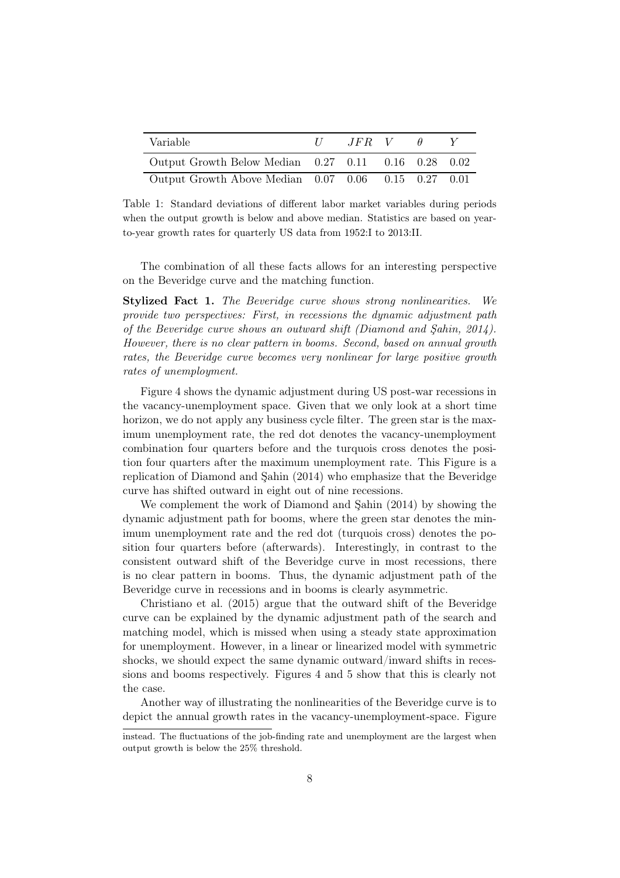| Variable | $U$ | $JFR$ | $V$ | $\theta$ | $Y$ |
|---|---|---|---|---|---|
| Output Growth Below Median | 0.27 | 0.11 | 0.16 | 0.28 | 0.02 |
| Output Growth Above Median | 0.07 | 0.06 | 0.15 | 0.27 | 0.01 |

Table 1: Standard deviations of different labor market variables during periods when the output growth is below and above median. Statistics are based on year-to-year growth rates for quarterly US data from 1952:I to 2013:II.

The combination of all these facts allows for an interesting perspective on the Beveridge curve and the matching function.

**Stylized Fact 1.** *The Beveridge curve shows strong nonlinearities. We provide two perspectives: First, in recessions the dynamic adjustment path of the Beveridge curve shows an outward shift (Diamond and Şahin, 2014). However, there is no clear pattern in booms. Second, based on annual growth rates, the Beveridge curve becomes very nonlinear for large positive growth rates of unemployment.*

Figure 4 shows the dynamic adjustment during US post-war recessions in the vacancy-unemployment space. Given that we only look at a short time horizon, we do not apply any business cycle filter. The green star is the maximum unemployment rate, the red dot denotes the vacancy-unemployment combination four quarters before and the turquois cross denotes the position four quarters after the maximum unemployment rate. This Figure is a replication of Diamond and Şahin (2014) who emphasize that the Beveridge curve has shifted outward in eight out of nine recessions.

We complement the work of Diamond and Şahin (2014) by showing the dynamic adjustment path for booms, where the green star denotes the minimum unemployment rate and the red dot (turquois cross) denotes the position four quarters before (afterwards). Interestingly, in contrast to the consistent outward shift of the Beveridge curve in most recessions, there is no clear pattern in booms. Thus, the dynamic adjustment path of the Beveridge curve in recessions and in booms is clearly asymmetric.

Christiano et al. (2015) argue that the outward shift of the Beveridge curve can be explained by the dynamic adjustment path of the search and matching model, which is missed when using a steady state approximation for unemployment. However, in a linear or linearized model with symmetric shocks, we should expect the same dynamic outward/inward shifts in recessions and booms respectively. Figures 4 and 5 show that this is clearly not the case.

Another way of illustrating the nonlinearities of the Beveridge curve is to depict the annual growth rates in the vacancy-unemployment-space. Figure

instead. The fluctuations of the job-finding rate and unemployment are the largest when output growth is below the 25% threshold.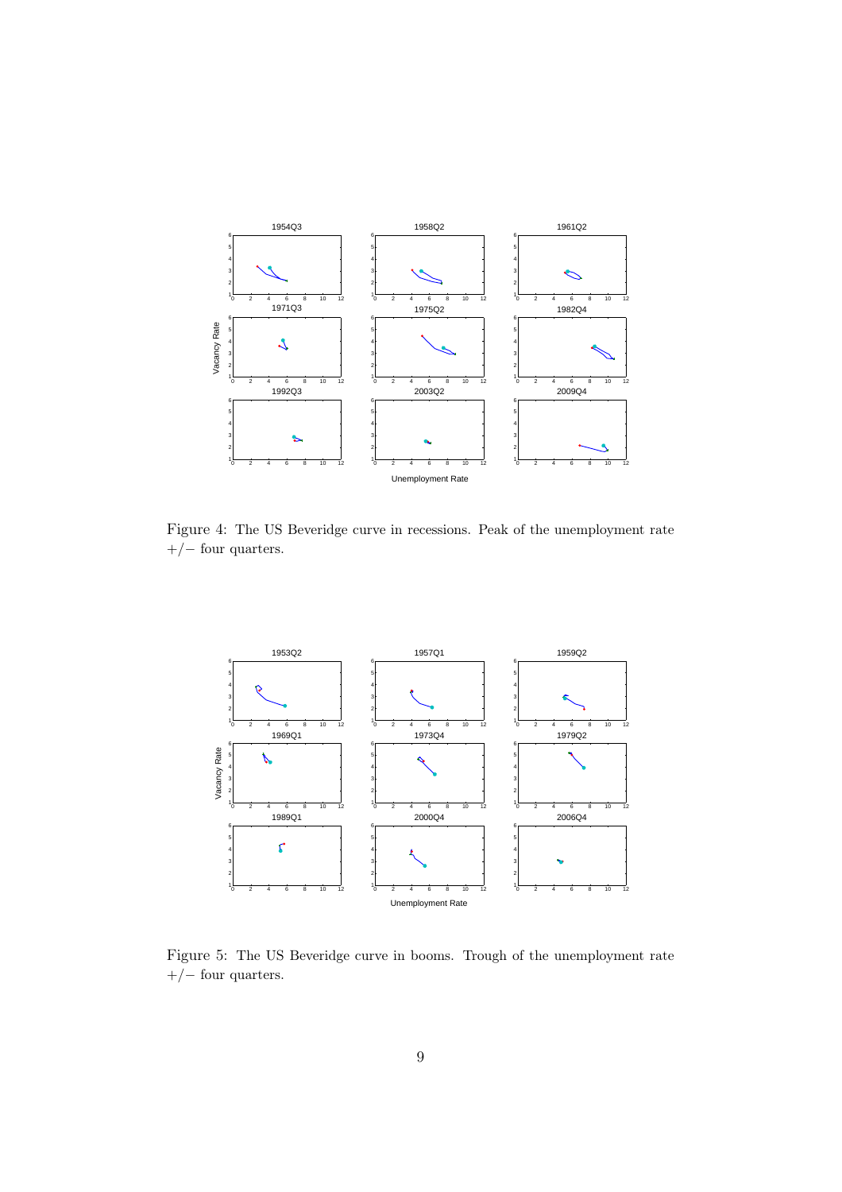Figure 4: The US Beveridge curve in recessions. Peak of the unemployment rate +/− four quarters.

Figure 5: The US Beveridge curve in booms. Trough of the unemployment rate +/− four quarters.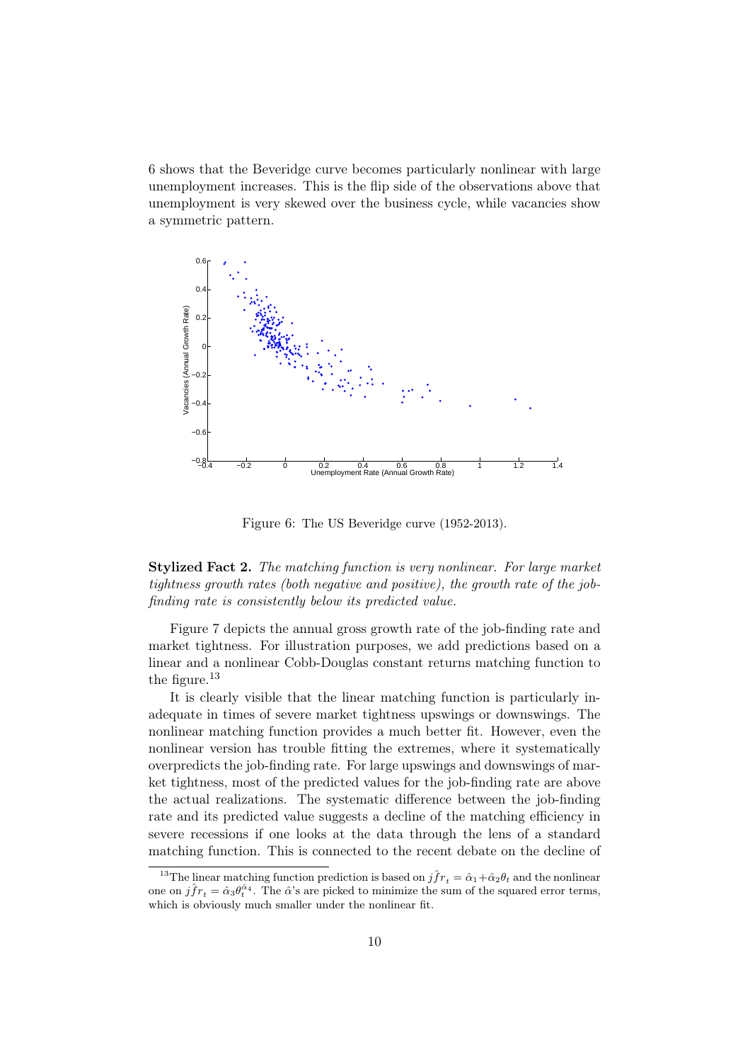6 shows that the Beveridge curve becomes particularly nonlinear with large unemployment increases. This is the flip side of the observations above that unemployment is very skewed over the business cycle, while vacancies show a symmetric pattern.

Figure 6: The US Beveridge curve (1952-2013).

**Stylized Fact 2.** *The matching function is very nonlinear. For large market tightness growth rates (both negative and positive), the growth rate of the job-finding rate is consistently below its predicted value.*

Figure 7 depicts the annual gross growth rate of the job-finding rate and market tightness. For illustration purposes, we add predictions based on a linear and a nonlinear Cobb-Douglas constant returns matching function to the figure.[13]

It is clearly visible that the linear matching function is particularly inadequate in times of severe market tightness upswings or downswings. The nonlinear matching function provides a much better fit. However, even the nonlinear version has trouble fitting the extremes, where it systematically overpredicts the job-finding rate. For large upswings and downswings of market tightness, most of the predicted values for the job-finding rate are above the actual realizations. The systematic difference between the job-finding rate and its predicted value suggests a decline of the matching efficiency in severe recessions if one looks at the data through the lens of a standard matching function. This is connected to the recent debate on the decline of

[13] The linear matching function prediction is based on $j\hat{f}r_t = \hat{\alpha}_1 + \hat{\alpha}_2\theta_t$ and the nonlinear one on $j\hat{f}r_t = \hat{\alpha}_3\theta_t^{\hat{\alpha}_4}$. The $\hat{\alpha}$'s are picked to minimize the sum of the squared error terms, which is obviously much smaller under the nonlinear fit.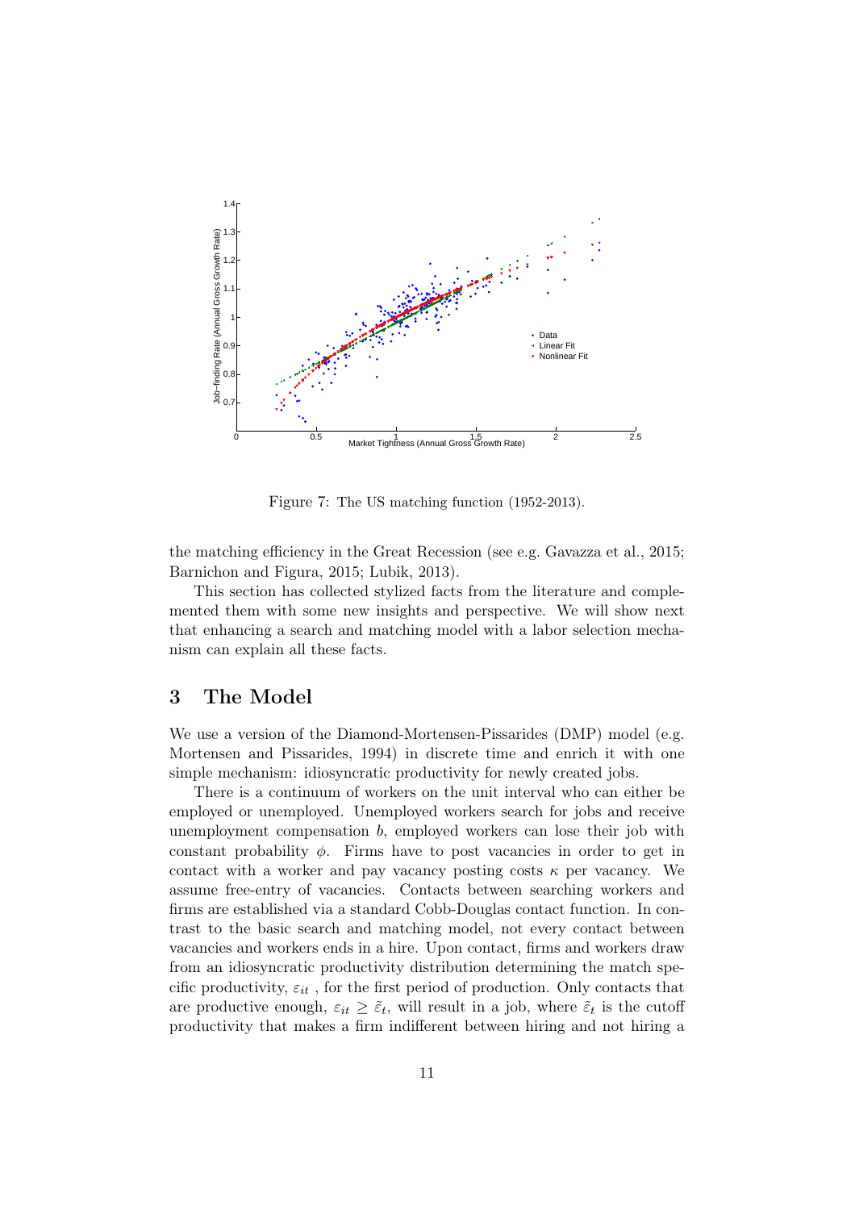Figure 7: The US matching function (1952-2013).

the matching efficiency in the Great Recession (see e.g. Gavazza et al., 2015; Barnichon and Figura, 2015; Lubik, 2013).

This section has collected stylized facts from the literature and complemented them with some new insights and perspective. We will show next that enhancing a search and matching model with a labor selection mechanism can explain all these facts.

# 3 The Model

We use a version of the Diamond-Mortensen-Pissarides (DMP) model (e.g. Mortensen and Pissarides, 1994) in discrete time and enrich it with one simple mechanism: idiosyncratic productivity for newly created jobs.

There is a continuum of workers on the unit interval who can either be employed or unemployed. Unemployed workers search for jobs and receive unemployment compensation $b$, employed workers can lose their job with constant probability $\phi$. Firms have to post vacancies in order to get in contact with a worker and pay vacancy posting costs $\kappa$ per vacancy. We assume free-entry of vacancies. Contacts between searching workers and firms are established via a standard Cobb-Douglas contact function. In contrast to the basic search and matching model, not every contact between vacancies and workers ends in a hire. Upon contact, firms and workers draw from an idiosyncratic productivity distribution determining the match specific productivity, $\varepsilon_{it}$ , for the first period of production. Only contacts that are productive enough, $\varepsilon_{it} \geq \tilde{\varepsilon}_t$, will result in a job, where $\tilde{\varepsilon}_t$ is the cutoff productivity that makes a firm indifferent between hiring and not hiring a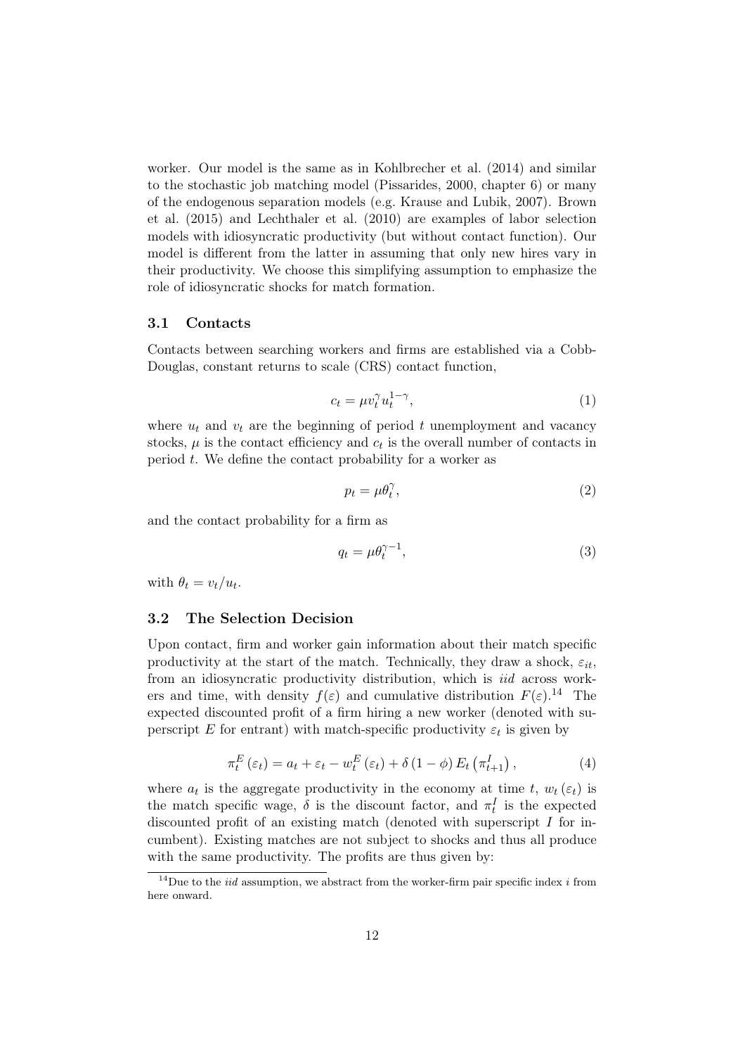worker. Our model is the same as in Kohlbrecher et al. (2014) and similar to the stochastic job matching model (Pissarides, 2000, chapter 6) or many of the endogenous separation models (e.g. Krause and Lubik, 2007). Brown et al. (2015) and Lechthaler et al. (2010) are examples of labor selection models with idiosyncratic productivity (but without contact function). Our model is different from the latter in assuming that only new hires vary in their productivity. We choose this simplifying assumption to emphasize the role of idiosyncratic shocks for match formation.

### 3.1 Contacts

Contacts between searching workers and firms are established via a Cobb-Douglas, constant returns to scale (CRS) contact function,

$$c_t = \mu v_t^{\gamma} u_t^{1-\gamma}, \tag{1}$$

where $u_t$ and $v_t$ are the beginning of period $t$ unemployment and vacancy stocks, $\mu$ is the contact efficiency and $c_t$ is the overall number of contacts in period $t$. We define the contact probability for a worker as

$$p_t = \mu \theta_t^{\gamma}, \tag{2}$$

and the contact probability for a firm as

$$q_t = \mu \theta_t^{\gamma-1}, \tag{3}$$

with $\theta_t = v_t/u_t$.

### 3.2 The Selection Decision

Upon contact, firm and worker gain information about their match specific productivity at the start of the match. Technically, they draw a shock, $\varepsilon_{it}$, from an idiosyncratic productivity distribution, which is *iid* across workers and time, with density $f(\varepsilon)$ and cumulative distribution $F(\varepsilon)$.[14] The expected discounted profit of a firm hiring a new worker (denoted with superscript $E$ for entrant) with match-specific productivity $\varepsilon_t$ is given by

$$\pi_t^E(\varepsilon_t) = a_t + \varepsilon_t - w_t^E(\varepsilon_t) + \delta(1-\phi) E_t\left(\pi_{t+1}^I\right), \tag{4}$$

where $a_t$ is the aggregate productivity in the economy at time $t$, $w_t(\varepsilon_t)$ is the match specific wage, $\delta$ is the discount factor, and $\pi_t^I$ is the expected discounted profit of an existing match (denoted with superscript $I$ for incumbent). Existing matches are not subject to shocks and thus all produce with the same productivity. The profits are thus given by:

[14] Due to the *iid* assumption, we abstract from the worker-firm pair specific index $i$ from here onward.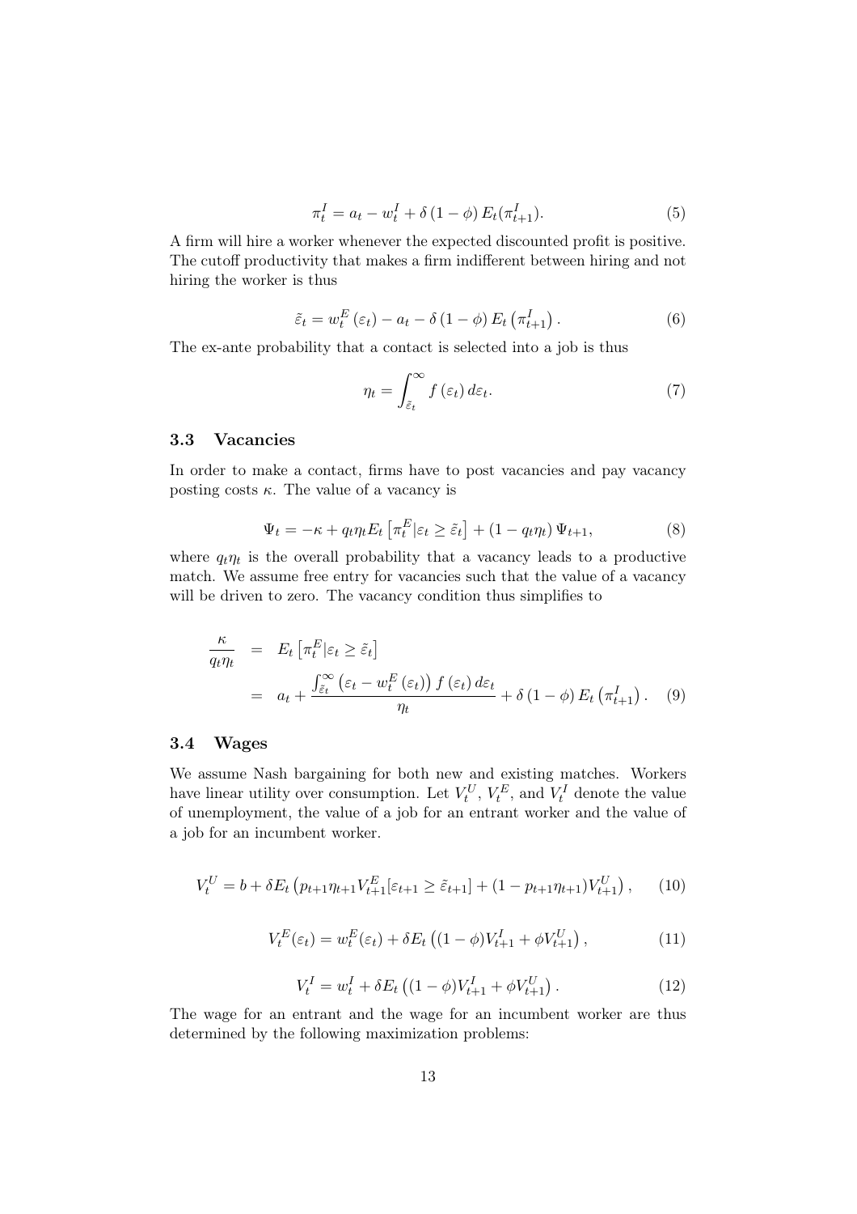$$\pi_t^I = a_t - w_t^I + \delta(1-\phi) E_t(\pi_{t+1}^I). \tag{5}$$

A firm will hire a worker whenever the expected discounted profit is positive. The cutoff productivity that makes a firm indifferent between hiring and not hiring the worker is thus

$$\tilde{\varepsilon}_t = w_t^E(\varepsilon_t) - a_t - \delta(1-\phi) E_t\left(\pi_{t+1}^I\right). \tag{6}$$

The ex-ante probability that a contact is selected into a job is thus

$$\eta_t = \int_{\tilde{\varepsilon}_t}^{\infty} f(\varepsilon_t)\, d\varepsilon_t. \tag{7}$$

### 3.3 Vacancies

In order to make a contact, firms have to post vacancies and pay vacancy posting costs $\kappa$. The value of a vacancy is

$$\Psi_t = -\kappa + q_t \eta_t E_t\left[\pi_t^E | \varepsilon_t \geq \tilde{\varepsilon}_t\right] + (1 - q_t \eta_t)\Psi_{t+1}, \tag{8}$$

where $q_t \eta_t$ is the overall probability that a vacancy leads to a productive match. We assume free entry for vacancies such that the value of a vacancy will be driven to zero. The vacancy condition thus simplifies to

$$\begin{aligned} \frac{\kappa}{q_t \eta_t} &= E_t\left[\pi_t^E | \varepsilon_t \geq \tilde{\varepsilon}_t\right] \\ &= a_t + \frac{\int_{\tilde{\varepsilon}_t}^{\infty} \left(\varepsilon_t - w_t^E(\varepsilon_t)\right) f(\varepsilon_t)\, d\varepsilon_t}{\eta_t} + \delta(1-\phi) E_t\left(\pi_{t+1}^I\right). \end{aligned} \tag{9}$$

### 3.4 Wages

We assume Nash bargaining for both new and existing matches. Workers have linear utility over consumption. Let $V_t^U$, $V_t^E$, and $V_t^I$ denote the value of unemployment, the value of a job for an entrant worker and the value of a job for an incumbent worker.

$$V_t^U = b + \delta E_t\left(p_{t+1}\eta_{t+1} V_{t+1}^E[\varepsilon_{t+1} \geq \tilde{\varepsilon}_{t+1}] + (1 - p_{t+1}\eta_{t+1}) V_{t+1}^U\right), \tag{10}$$

$$V_t^E(\varepsilon_t) = w_t^E(\varepsilon_t) + \delta E_t\left((1-\phi) V_{t+1}^I + \phi V_{t+1}^U\right), \tag{11}$$

$$V_t^I = w_t^I + \delta E_t\left((1-\phi) V_{t+1}^I + \phi V_{t+1}^U\right). \tag{12}$$

The wage for an entrant and the wage for an incumbent worker are thus determined by the following maximization problems: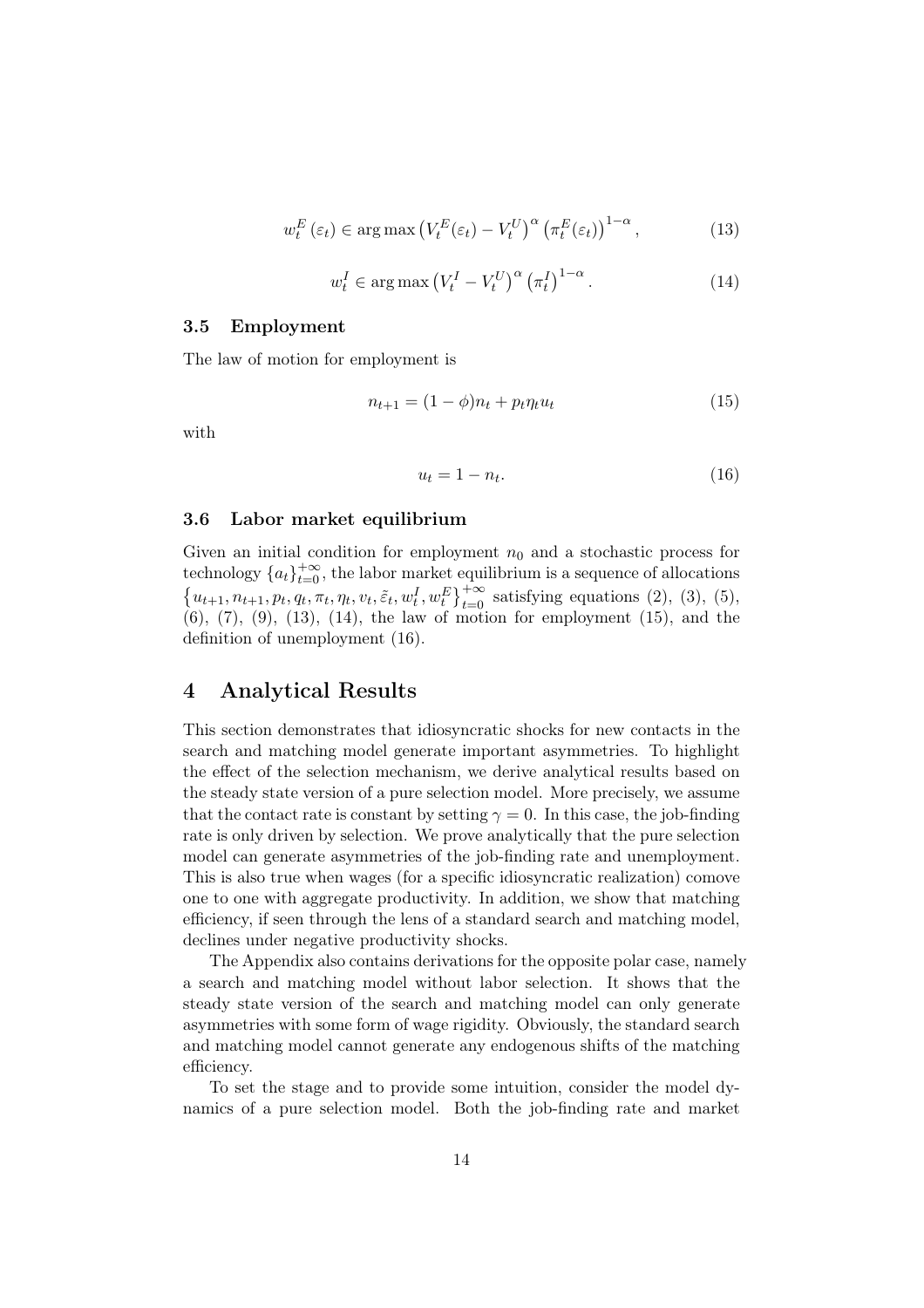$$w_t^E(\varepsilon_t) \in \arg\max \left(V_t^E(\varepsilon_t) - V_t^U\right)^\alpha \left(\pi_t^E(\varepsilon_t)\right)^{1-\alpha}, \tag{13}$$

$$w_t^I \in \arg\max \left(V_t^I - V_t^U\right)^\alpha \left(\pi_t^I\right)^{1-\alpha}. \tag{14}$$

### 3.5 Employment

The law of motion for employment is

$$n_{t+1} = (1-\phi)n_t + p_t \eta_t u_t \tag{15}$$

with

$$u_t = 1 - n_t. \tag{16}$$

### 3.6 Labor market equilibrium

Given an initial condition for employment $n_0$ and a stochastic process for technology $\{a_t\}_{t=0}^{+\infty}$, the labor market equilibrium is a sequence of allocations $\left\{u_{t+1}, n_{t+1}, p_t, q_t, \pi_t, \eta_t, v_t, \tilde{\varepsilon}_t, w_t^I, w_t^E\right\}_{t=0}^{+\infty}$ satisfying equations (2), (3), (5), (6), (7), (9), (13), (14), the law of motion for employment (15), and the definition of unemployment (16).

## 4 Analytical Results

This section demonstrates that idiosyncratic shocks for new contacts in the search and matching model generate important asymmetries. To highlight the effect of the selection mechanism, we derive analytical results based on the steady state version of a pure selection model. More precisely, we assume that the contact rate is constant by setting $\gamma = 0$. In this case, the job-finding rate is only driven by selection. We prove analytically that the pure selection model can generate asymmetries of the job-finding rate and unemployment. This is also true when wages (for a specific idiosyncratic realization) comove one to one with aggregate productivity. In addition, we show that matching efficiency, if seen through the lens of a standard search and matching model, declines under negative productivity shocks.

The Appendix also contains derivations for the opposite polar case, namely a search and matching model without labor selection. It shows that the steady state version of the search and matching model can only generate asymmetries with some form of wage rigidity. Obviously, the standard search and matching model cannot generate any endogenous shifts of the matching efficiency.

To set the stage and to provide some intuition, consider the model dynamics of a pure selection model. Both the job-finding rate and market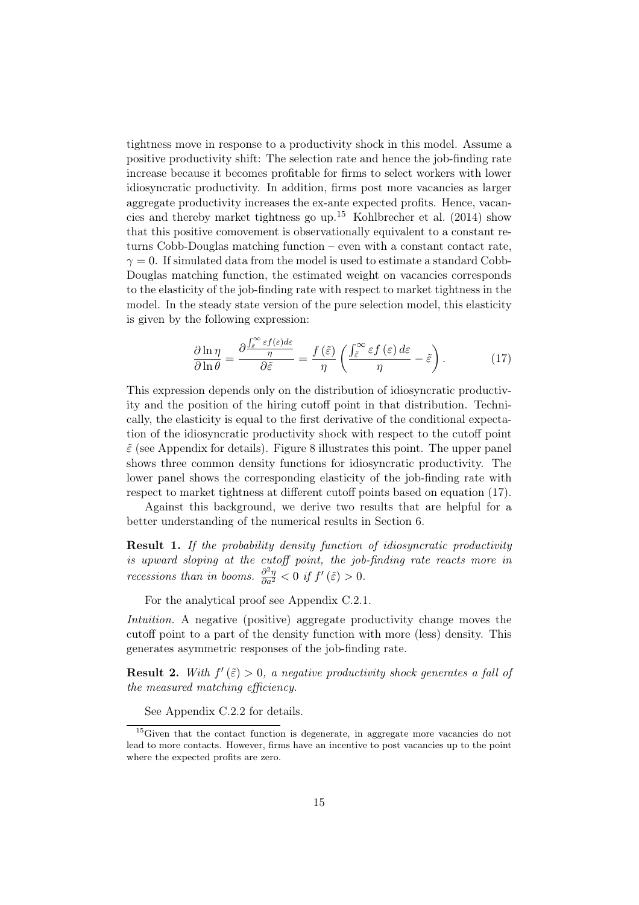tightness move in response to a productivity shock in this model. Assume a positive productivity shift: The selection rate and hence the job-finding rate increase because it becomes profitable for firms to select workers with lower idiosyncratic productivity. In addition, firms post more vacancies as larger aggregate productivity increases the ex-ante expected profits. Hence, vacancies and thereby market tightness go up.[15] Kohlbrecher et al. (2014) show that this positive comovement is observationally equivalent to a constant returns Cobb-Douglas matching function – even with a constant contact rate, $\gamma = 0$. If simulated data from the model is used to estimate a standard Cobb-Douglas matching function, the estimated weight on vacancies corresponds to the elasticity of the job-finding rate with respect to market tightness in the model. In the steady state version of the pure selection model, this elasticity is given by the following expression:

$$\frac{\partial \ln \eta}{\partial \ln \theta} = \frac{\partial \frac{\int_{\tilde{\varepsilon}}^{\infty} \varepsilon f(\varepsilon) d\varepsilon}{\eta}}{\partial \tilde{\varepsilon}} = \frac{f(\tilde{\varepsilon})}{\eta} \left( \frac{\int_{\tilde{\varepsilon}}^{\infty} \varepsilon f(\varepsilon) \, d\varepsilon}{\eta} - \tilde{\varepsilon} \right). \tag{17}$$

This expression depends only on the distribution of idiosyncratic productivity and the position of the hiring cutoff point in that distribution. Technically, the elasticity is equal to the first derivative of the conditional expectation of the idiosyncratic productivity shock with respect to the cutoff point $\tilde{\varepsilon}$ (see Appendix for details). Figure 8 illustrates this point. The upper panel shows three common density functions for idiosyncratic productivity. The lower panel shows the corresponding elasticity of the job-finding rate with respect to market tightness at different cutoff points based on equation (17).

Against this background, we derive two results that are helpful for a better understanding of the numerical results in Section 6.

**Result 1.** *If the probability density function of idiosyncratic productivity is upward sloping at the cutoff point, the job-finding rate reacts more in recessions than in booms.* $\frac{\partial^2 \eta}{\partial a^2} < 0$ *if* $f'(\tilde{\varepsilon}) > 0$.

For the analytical proof see Appendix C.2.1.

*Intuition.* A negative (positive) aggregate productivity change moves the cutoff point to a part of the density function with more (less) density. This generates asymmetric responses of the job-finding rate.

**Result 2.** *With* $f'(\tilde{\varepsilon}) > 0$*, a negative productivity shock generates a fall of the measured matching efficiency.*

See Appendix C.2.2 for details.

[15] Given that the contact function is degenerate, in aggregate more vacancies do not lead to more contacts. However, firms have an incentive to post vacancies up to the point where the expected profits are zero.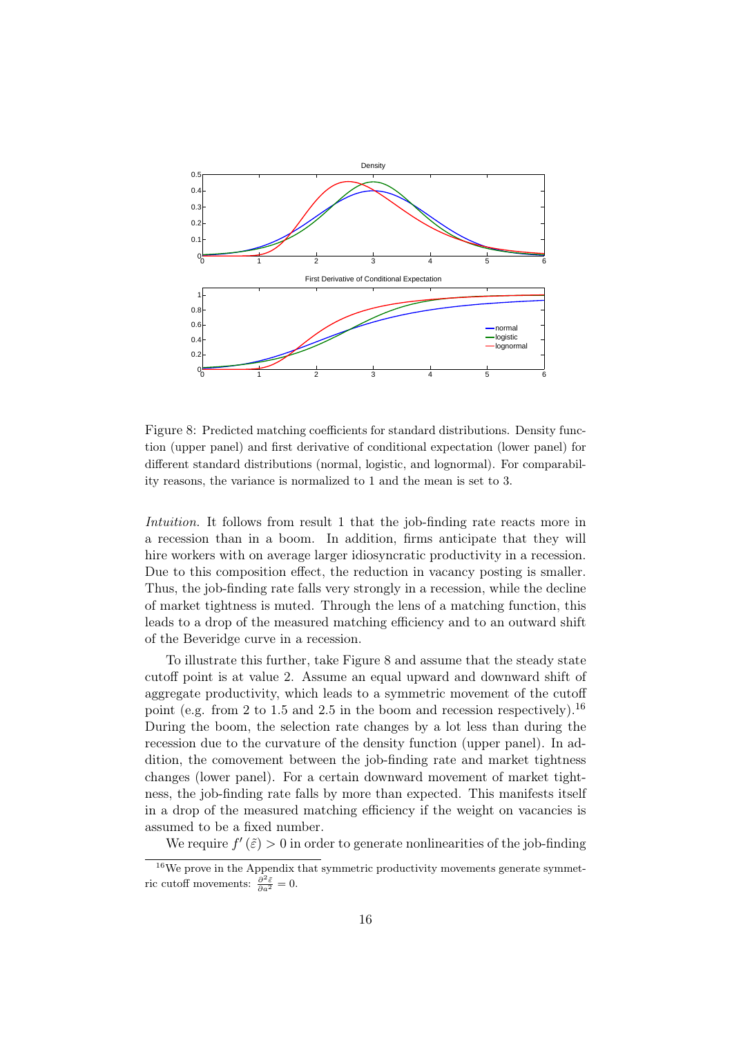Figure 8: Predicted matching coefficients for standard distributions. Density function (upper panel) and first derivative of conditional expectation (lower panel) for different standard distributions (normal, logistic, and lognormal). For comparability reasons, the variance is normalized to 1 and the mean is set to 3.

*Intuition.* It follows from result 1 that the job-finding rate reacts more in a recession than in a boom. In addition, firms anticipate that they will hire workers with on average larger idiosyncratic productivity in a recession. Due to this composition effect, the reduction in vacancy posting is smaller. Thus, the job-finding rate falls very strongly in a recession, while the decline of market tightness is muted. Through the lens of a matching function, this leads to a drop of the measured matching efficiency and to an outward shift of the Beveridge curve in a recession.

To illustrate this further, take Figure 8 and assume that the steady state cutoff point is at value 2. Assume an equal upward and downward shift of aggregate productivity, which leads to a symmetric movement of the cutoff point (e.g. from 2 to 1.5 and 2.5 in the boom and recession respectively).[16] During the boom, the selection rate changes by a lot less than during the recession due to the curvature of the density function (upper panel). In addition, the comovement between the job-finding rate and market tightness changes (lower panel). For a certain downward movement of market tightness, the job-finding rate falls by more than expected. This manifests itself in a drop of the measured matching efficiency if the weight on vacancies is assumed to be a fixed number.

We require $f'(\tilde{\varepsilon}) > 0$ in order to generate nonlinearities of the job-finding

[16] We prove in the Appendix that symmetric productivity movements generate symmetric cutoff movements: $\frac{\partial^2 \tilde{\varepsilon}}{\partial a^2} = 0$.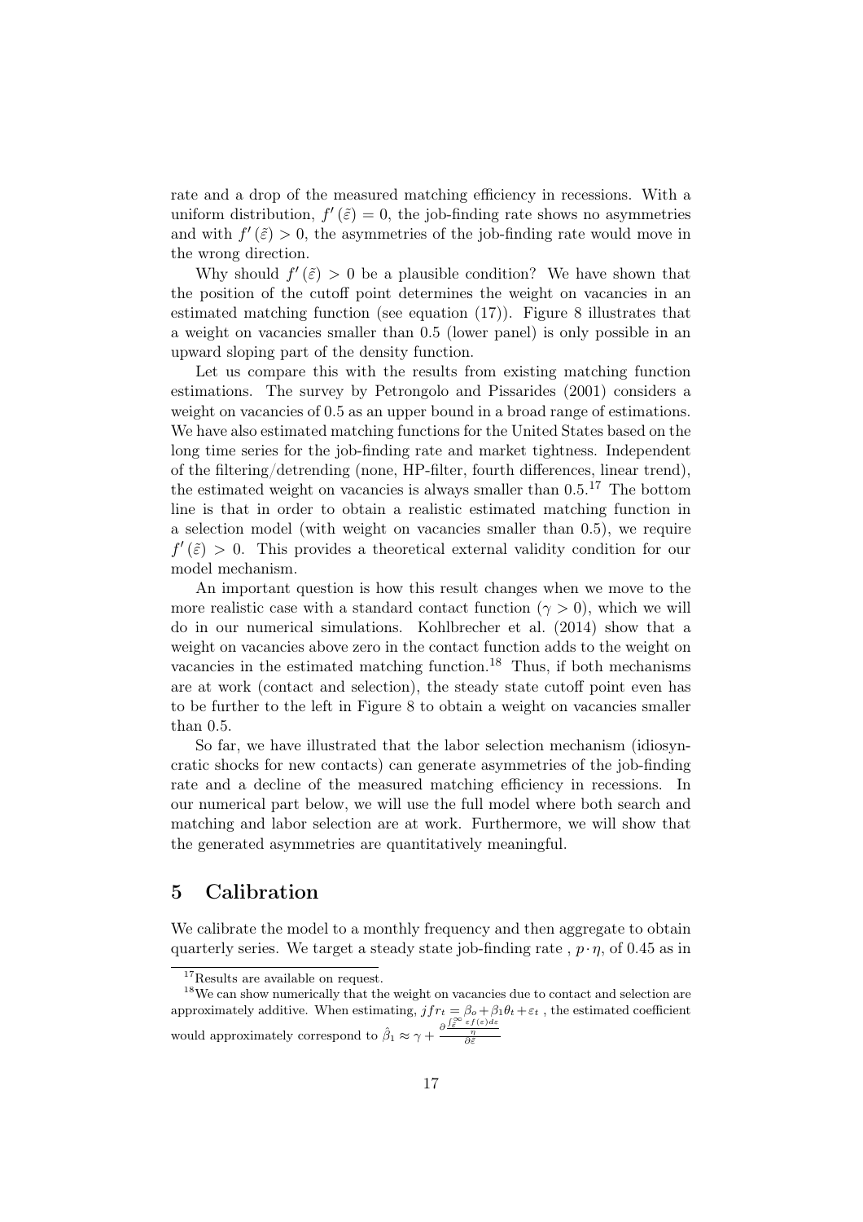rate and a drop of the measured matching efficiency in recessions. With a uniform distribution, $f'(\tilde{\varepsilon}) = 0$, the job-finding rate shows no asymmetries and with $f'(\tilde{\varepsilon}) > 0$, the asymmetries of the job-finding rate would move in the wrong direction.

Why should $f'(\tilde{\varepsilon}) > 0$ be a plausible condition? We have shown that the position of the cutoff point determines the weight on vacancies in an estimated matching function (see equation (17)). Figure 8 illustrates that a weight on vacancies smaller than 0.5 (lower panel) is only possible in an upward sloping part of the density function.

Let us compare this with the results from existing matching function estimations. The survey by Petrongolo and Pissarides (2001) considers a weight on vacancies of 0.5 as an upper bound in a broad range of estimations. We have also estimated matching functions for the United States based on the long time series for the job-finding rate and market tightness. Independent of the filtering/detrending (none, HP-filter, fourth differences, linear trend), the estimated weight on vacancies is always smaller than 0.5.[17] The bottom line is that in order to obtain a realistic estimated matching function in a selection model (with weight on vacancies smaller than 0.5), we require $f'(\tilde{\varepsilon}) > 0$. This provides a theoretical external validity condition for our model mechanism.

An important question is how this result changes when we move to the more realistic case with a standard contact function ($\gamma > 0$), which we will do in our numerical simulations. Kohlbrecher et al. (2014) show that a weight on vacancies above zero in the contact function adds to the weight on vacancies in the estimated matching function.[18] Thus, if both mechanisms are at work (contact and selection), the steady state cutoff point even has to be further to the left in Figure 8 to obtain a weight on vacancies smaller than 0.5.

So far, we have illustrated that the labor selection mechanism (idiosyncratic shocks for new contacts) can generate asymmetries of the job-finding rate and a decline of the measured matching efficiency in recessions. In our numerical part below, we will use the full model where both search and matching and labor selection are at work. Furthermore, we will show that the generated asymmetries are quantitatively meaningful.

## 5 Calibration

We calibrate the model to a monthly frequency and then aggregate to obtain quarterly series. We target a steady state job-finding rate , $p \cdot \eta$, of 0.45 as in

---

[17] Results are available on request.

[18] We can show numerically that the weight on vacancies due to contact and selection are approximately additive. When estimating, $jfr_t = \beta_o + \beta_1 \theta_t + \varepsilon_t$ , the estimated coefficient would approximately correspond to $\hat{\beta}_1 \approx \gamma + \frac{\partial \frac{\int_{\tilde{\varepsilon}}^{\infty} \varepsilon f(\varepsilon) d\varepsilon}{\eta}}{\partial \tilde{\varepsilon}}$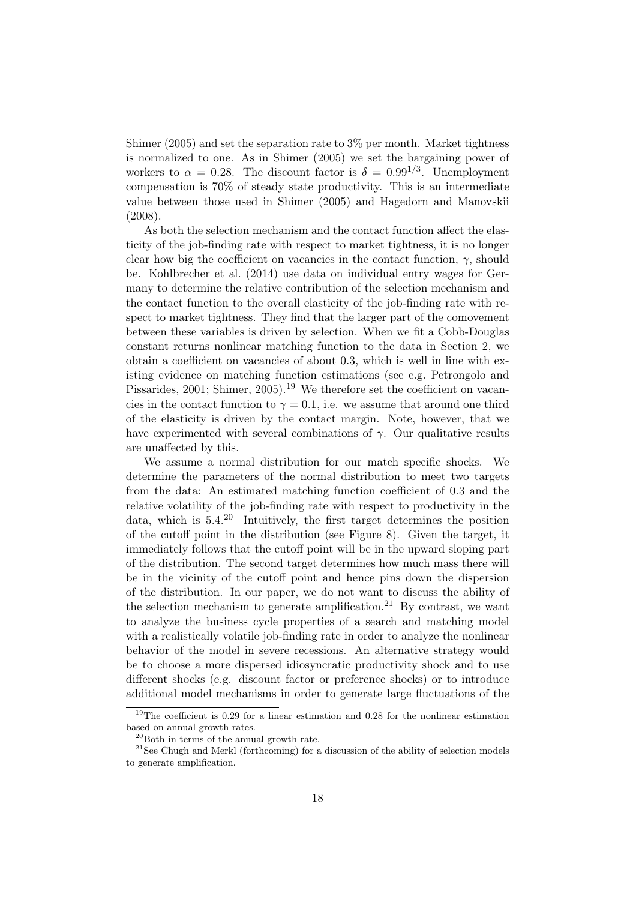Shimer (2005) and set the separation rate to 3% per month. Market tightness is normalized to one. As in Shimer (2005) we set the bargaining power of workers to $\alpha = 0.28$. The discount factor is $\delta = 0.99^{1/3}$. Unemployment compensation is 70% of steady state productivity. This is an intermediate value between those used in Shimer (2005) and Hagedorn and Manovskii (2008).

As both the selection mechanism and the contact function affect the elasticity of the job-finding rate with respect to market tightness, it is no longer clear how big the coefficient on vacancies in the contact function, $\gamma$, should be. Kohlbrecher et al. (2014) use data on individual entry wages for Germany to determine the relative contribution of the selection mechanism and the contact function to the overall elasticity of the job-finding rate with respect to market tightness. They find that the larger part of the comovement between these variables is driven by selection. When we fit a Cobb-Douglas constant returns nonlinear matching function to the data in Section 2, we obtain a coefficient on vacancies of about 0.3, which is well in line with existing evidence on matching function estimations (see e.g. Petrongolo and Pissarides, 2001; Shimer, 2005).[19] We therefore set the coefficient on vacancies in the contact function to $\gamma = 0.1$, i.e. we assume that around one third of the elasticity is driven by the contact margin. Note, however, that we have experimented with several combinations of $\gamma$. Our qualitative results are unaffected by this.

We assume a normal distribution for our match specific shocks. We determine the parameters of the normal distribution to meet two targets from the data: An estimated matching function coefficient of 0.3 and the relative volatility of the job-finding rate with respect to productivity in the data, which is 5.4.[20] Intuitively, the first target determines the position of the cutoff point in the distribution (see Figure 8). Given the target, it immediately follows that the cutoff point will be in the upward sloping part of the distribution. The second target determines how much mass there will be in the vicinity of the cutoff point and hence pins down the dispersion of the distribution. In our paper, we do not want to discuss the ability of the selection mechanism to generate amplification.[21] By contrast, we want to analyze the business cycle properties of a search and matching model with a realistically volatile job-finding rate in order to analyze the nonlinear behavior of the model in severe recessions. An alternative strategy would be to choose a more dispersed idiosyncratic productivity shock and to use different shocks (e.g. discount factor or preference shocks) or to introduce additional model mechanisms in order to generate large fluctuations of the

[19] The coefficient is 0.29 for a linear estimation and 0.28 for the nonlinear estimation based on annual growth rates.

[20] Both in terms of the annual growth rate.

[21] See Chugh and Merkl (forthcoming) for a discussion of the ability of selection models to generate amplification.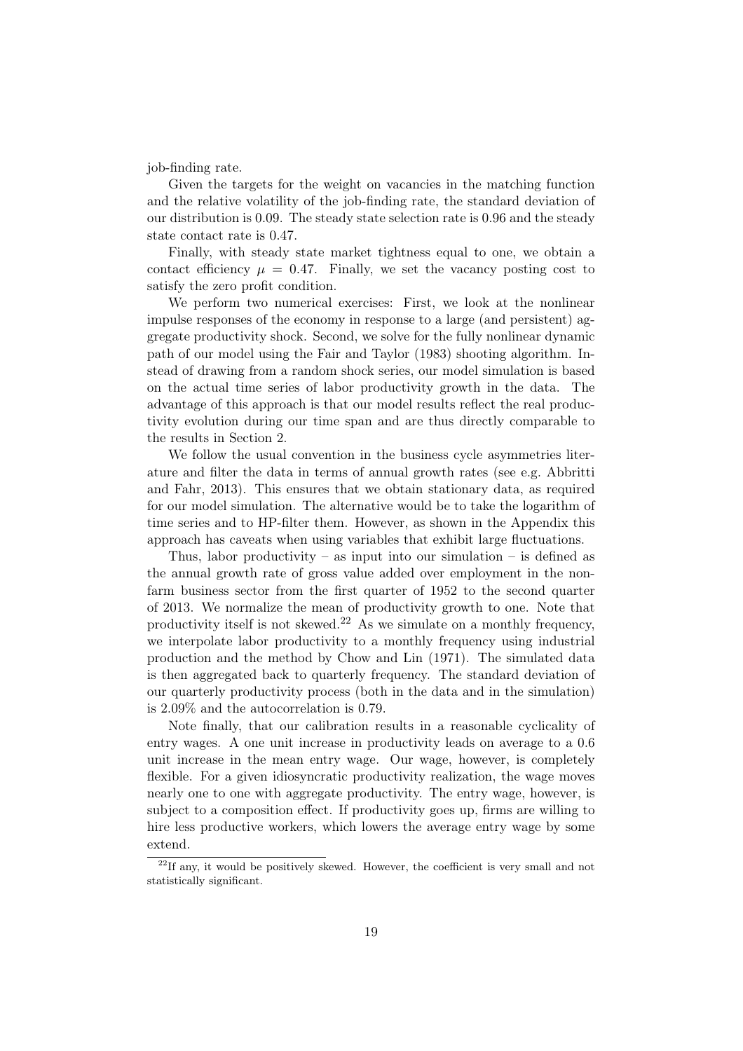job-finding rate.

Given the targets for the weight on vacancies in the matching function and the relative volatility of the job-finding rate, the standard deviation of our distribution is 0.09. The steady state selection rate is 0.96 and the steady state contact rate is 0.47.

Finally, with steady state market tightness equal to one, we obtain a contact efficiency $\mu = 0.47$. Finally, we set the vacancy posting cost to satisfy the zero profit condition.

We perform two numerical exercises: First, we look at the nonlinear impulse responses of the economy in response to a large (and persistent) aggregate productivity shock. Second, we solve for the fully nonlinear dynamic path of our model using the Fair and Taylor (1983) shooting algorithm. Instead of drawing from a random shock series, our model simulation is based on the actual time series of labor productivity growth in the data. The advantage of this approach is that our model results reflect the real productivity evolution during our time span and are thus directly comparable to the results in Section 2.

We follow the usual convention in the business cycle asymmetries literature and filter the data in terms of annual growth rates (see e.g. Abbritti and Fahr, 2013). This ensures that we obtain stationary data, as required for our model simulation. The alternative would be to take the logarithm of time series and to HP-filter them. However, as shown in the Appendix this approach has caveats when using variables that exhibit large fluctuations.

Thus, labor productivity – as input into our simulation – is defined as the annual growth rate of gross value added over employment in the nonfarm business sector from the first quarter of 1952 to the second quarter of 2013. We normalize the mean of productivity growth to one. Note that productivity itself is not skewed.[22] As we simulate on a monthly frequency, we interpolate labor productivity to a monthly frequency using industrial production and the method by Chow and Lin (1971). The simulated data is then aggregated back to quarterly frequency. The standard deviation of our quarterly productivity process (both in the data and in the simulation) is 2.09% and the autocorrelation is 0.79.

Note finally, that our calibration results in a reasonable cyclicality of entry wages. A one unit increase in productivity leads on average to a 0.6 unit increase in the mean entry wage. Our wage, however, is completely flexible. For a given idiosyncratic productivity realization, the wage moves nearly one to one with aggregate productivity. The entry wage, however, is subject to a composition effect. If productivity goes up, firms are willing to hire less productive workers, which lowers the average entry wage by some extend.

[22] If any, it would be positively skewed. However, the coefficient is very small and not statistically significant.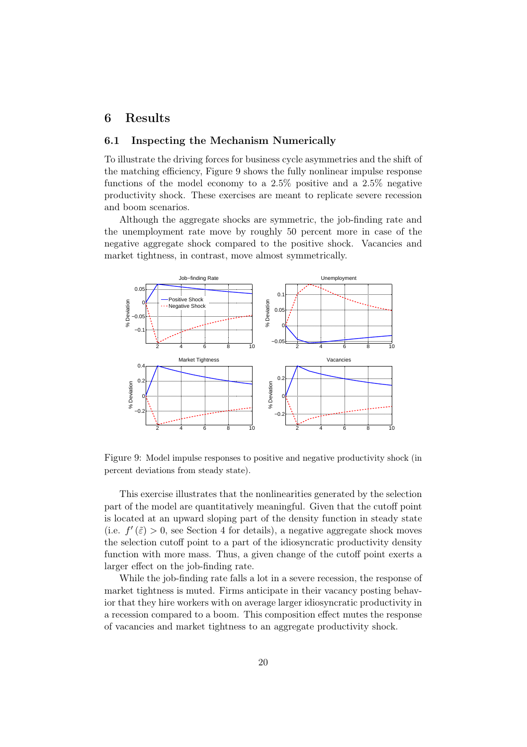# 6 Results

## 6.1 Inspecting the Mechanism Numerically

To illustrate the driving forces for business cycle asymmetries and the shift of the matching efficiency, Figure 9 shows the fully nonlinear impulse response functions of the model economy to a 2.5% positive and a 2.5% negative productivity shock. These exercises are meant to replicate severe recession and boom scenarios.

Although the aggregate shocks are symmetric, the job-finding rate and the unemployment rate move by roughly 50 percent more in case of the negative aggregate shock compared to the positive shock. Vacancies and market tightness, in contrast, move almost symmetrically.

Figure 9: Model impulse responses to positive and negative productivity shock (in percent deviations from steady state).

This exercise illustrates that the nonlinearities generated by the selection part of the model are quantitatively meaningful. Given that the cutoff point is located at an upward sloping part of the density function in steady state (i.e. $f'(\tilde{\varepsilon}) > 0$, see Section 4 for details), a negative aggregate shock moves the selection cutoff point to a part of the idiosyncratic productivity density function with more mass. Thus, a given change of the cutoff point exerts a larger effect on the job-finding rate.

While the job-finding rate falls a lot in a severe recession, the response of market tightness is muted. Firms anticipate in their vacancy posting behavior that they hire workers with on average larger idiosyncratic productivity in a recession compared to a boom. This composition effect mutes the response of vacancies and market tightness to an aggregate productivity shock.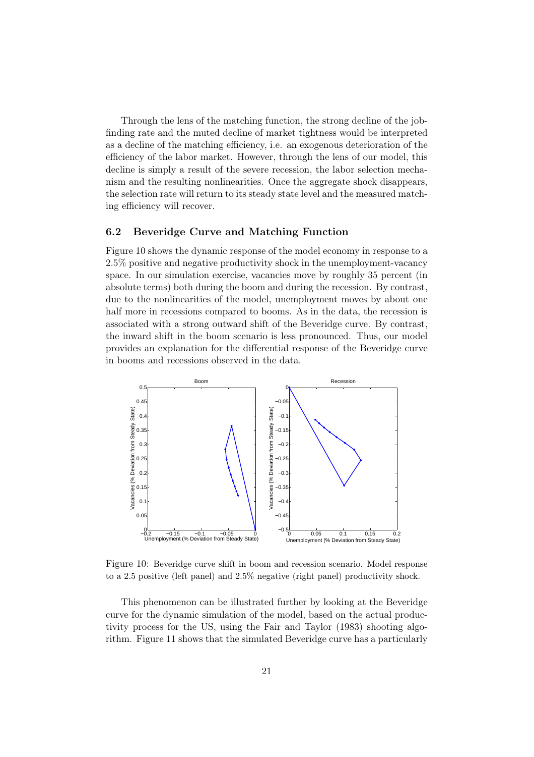Through the lens of the matching function, the strong decline of the job-finding rate and the muted decline of market tightness would be interpreted as a decline of the matching efficiency, i.e. an exogenous deterioration of the efficiency of the labor market. However, through the lens of our model, this decline is simply a result of the severe recession, the labor selection mechanism and the resulting nonlinearities. Once the aggregate shock disappears, the selection rate will return to its steady state level and the measured matching efficiency will recover.

### 6.2 Beveridge Curve and Matching Function

Figure 10 shows the dynamic response of the model economy in response to a 2.5% positive and negative productivity shock in the unemployment-vacancy space. In our simulation exercise, vacancies move by roughly 35 percent (in absolute terms) both during the boom and during the recession. By contrast, due to the nonlinearities of the model, unemployment moves by about one half more in recessions compared to booms. As in the data, the recession is associated with a strong outward shift of the Beveridge curve. By contrast, the inward shift in the boom scenario is less pronounced. Thus, our model provides an explanation for the differential response of the Beveridge curve in booms and recessions observed in the data.

Figure 10: Beveridge curve shift in boom and recession scenario. Model response to a 2.5 positive (left panel) and 2.5% negative (right panel) productivity shock.

This phenomenon can be illustrated further by looking at the Beveridge curve for the dynamic simulation of the model, based on the actual productivity process for the US, using the Fair and Taylor (1983) shooting algorithm. Figure 11 shows that the simulated Beveridge curve has a particularly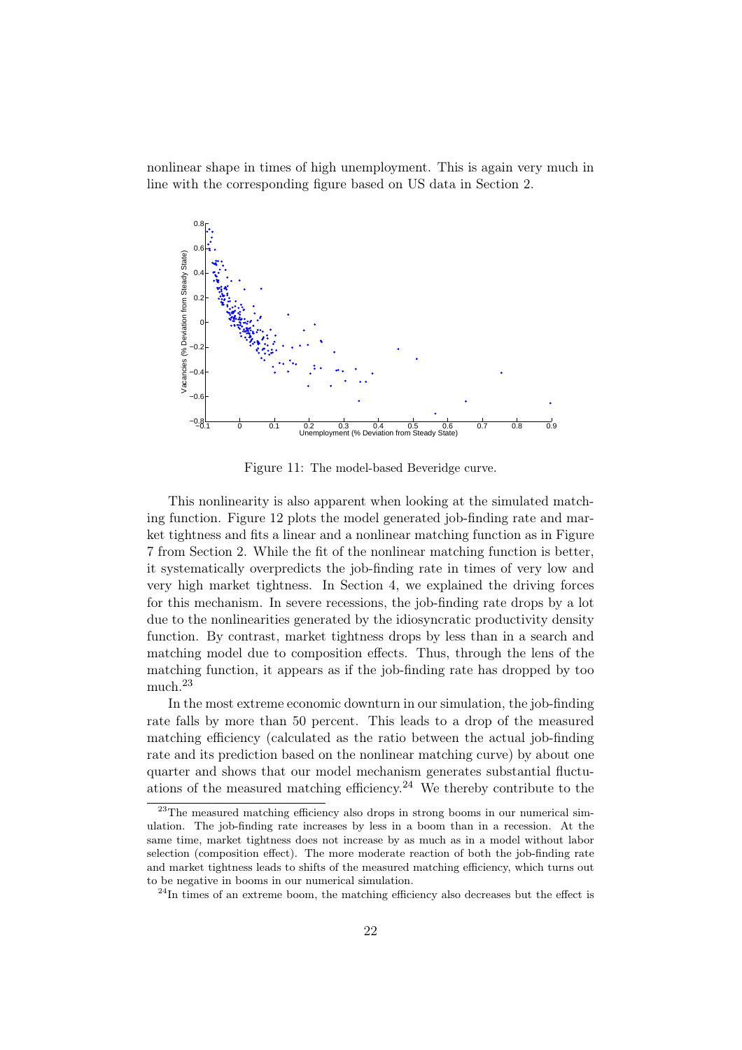nonlinear shape in times of high unemployment. This is again very much in line with the corresponding figure based on US data in Section 2.

Figure 11: The model-based Beveridge curve.

This nonlinearity is also apparent when looking at the simulated matching function. Figure 12 plots the model generated job-finding rate and market tightness and fits a linear and a nonlinear matching function as in Figure 7 from Section 2. While the fit of the nonlinear matching function is better, it systematically overpredicts the job-finding rate in times of very low and very high market tightness. In Section 4, we explained the driving forces for this mechanism. In severe recessions, the job-finding rate drops by a lot due to the nonlinearities generated by the idiosyncratic productivity density function. By contrast, market tightness drops by less than in a search and matching model due to composition effects. Thus, through the lens of the matching function, it appears as if the job-finding rate has dropped by too much.[23]

In the most extreme economic downturn in our simulation, the job-finding rate falls by more than 50 percent. This leads to a drop of the measured matching efficiency (calculated as the ratio between the actual job-finding rate and its prediction based on the nonlinear matching curve) by about one quarter and shows that our model mechanism generates substantial fluctuations of the measured matching efficiency.[24] We thereby contribute to the

[23] The measured matching efficiency also drops in strong booms in our numerical simulation. The job-finding rate increases by less in a boom than in a recession. At the same time, market tightness does not increase by as much as in a model without labor selection (composition effect). The more moderate reaction of both the job-finding rate and market tightness leads to shifts of the measured matching efficiency, which turns out to be negative in booms in our numerical simulation.

[24] In times of an extreme boom, the matching efficiency also decreases but the effect is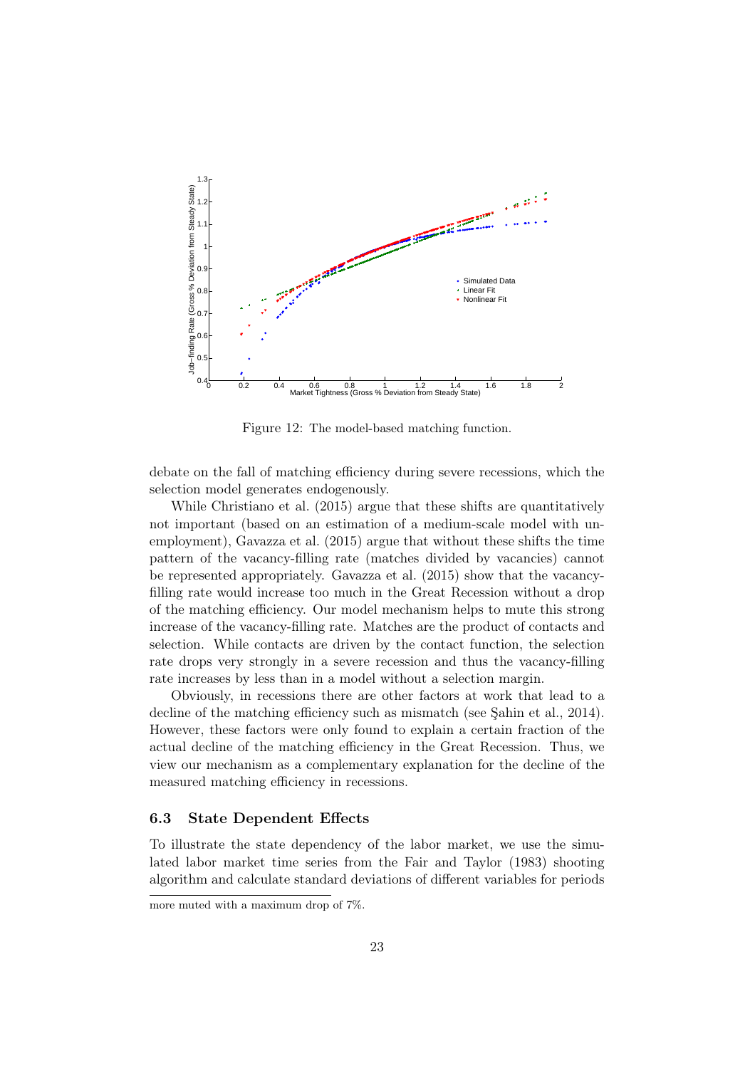Figure 12: The model-based matching function.

debate on the fall of matching efficiency during severe recessions, which the selection model generates endogenously.

While Christiano et al. (2015) argue that these shifts are quantitatively not important (based on an estimation of a medium-scale model with unemployment), Gavazza et al. (2015) argue that without these shifts the time pattern of the vacancy-filling rate (matches divided by vacancies) cannot be represented appropriately. Gavazza et al. (2015) show that the vacancy-filling rate would increase too much in the Great Recession without a drop of the matching efficiency. Our model mechanism helps to mute this strong increase of the vacancy-filling rate. Matches are the product of contacts and selection. While contacts are driven by the contact function, the selection rate drops very strongly in a severe recession and thus the vacancy-filling rate increases by less than in a model without a selection margin.

Obviously, in recessions there are other factors at work that lead to a decline of the matching efficiency such as mismatch (see Şahin et al., 2014). However, these factors were only found to explain a certain fraction of the actual decline of the matching efficiency in the Great Recession. Thus, we view our mechanism as a complementary explanation for the decline of the measured matching efficiency in recessions.

### 6.3 State Dependent Effects

To illustrate the state dependency of the labor market, we use the simulated labor market time series from the Fair and Taylor (1983) shooting algorithm and calculate standard deviations of different variables for periods

more muted with a maximum drop of 7%.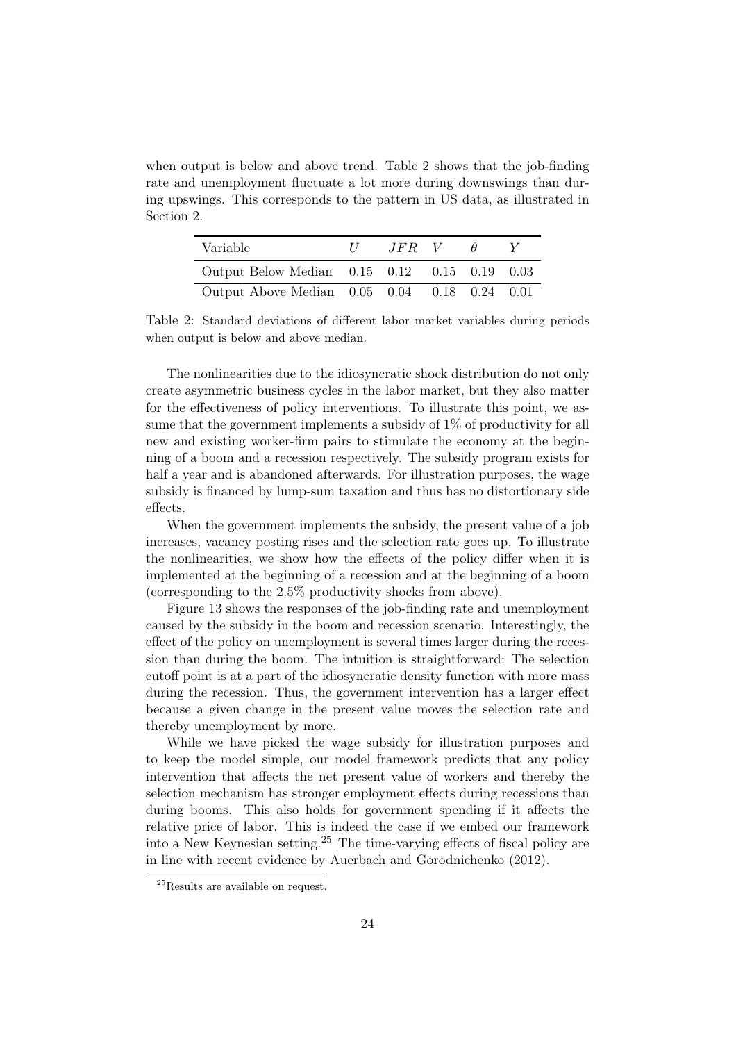when output is below and above trend. Table 2 shows that the job-finding rate and unemployment fluctuate a lot more during downswings than during upswings. This corresponds to the pattern in US data, as illustrated in Section 2.

| Variable | $U$ | $JFR$ | $V$ | $\theta$ | $Y$ |
|---|---|---|---|---|---|
| Output Below Median | 0.15 | 0.12 | 0.15 | 0.19 | 0.03 |
| Output Above Median | 0.05 | 0.04 | 0.18 | 0.24 | 0.01 |

Table 2: Standard deviations of different labor market variables during periods when output is below and above median.

The nonlinearities due to the idiosyncratic shock distribution do not only create asymmetric business cycles in the labor market, but they also matter for the effectiveness of policy interventions. To illustrate this point, we assume that the government implements a subsidy of 1% of productivity for all new and existing worker-firm pairs to stimulate the economy at the beginning of a boom and a recession respectively. The subsidy program exists for half a year and is abandoned afterwards. For illustration purposes, the wage subsidy is financed by lump-sum taxation and thus has no distortionary side effects.

When the government implements the subsidy, the present value of a job increases, vacancy posting rises and the selection rate goes up. To illustrate the nonlinearities, we show how the effects of the policy differ when it is implemented at the beginning of a recession and at the beginning of a boom (corresponding to the 2.5% productivity shocks from above).

Figure 13 shows the responses of the job-finding rate and unemployment caused by the subsidy in the boom and recession scenario. Interestingly, the effect of the policy on unemployment is several times larger during the recession than during the boom. The intuition is straightforward: The selection cutoff point is at a part of the idiosyncratic density function with more mass during the recession. Thus, the government intervention has a larger effect because a given change in the present value moves the selection rate and thereby unemployment by more.

While we have picked the wage subsidy for illustration purposes and to keep the model simple, our model framework predicts that any policy intervention that affects the net present value of workers and thereby the selection mechanism has stronger employment effects during recessions than during booms. This also holds for government spending if it affects the relative price of labor. This is indeed the case if we embed our framework into a New Keynesian setting.[25] The time-varying effects of fiscal policy are in line with recent evidence by Auerbach and Gorodnichenko (2012).

[25]Results are available on request.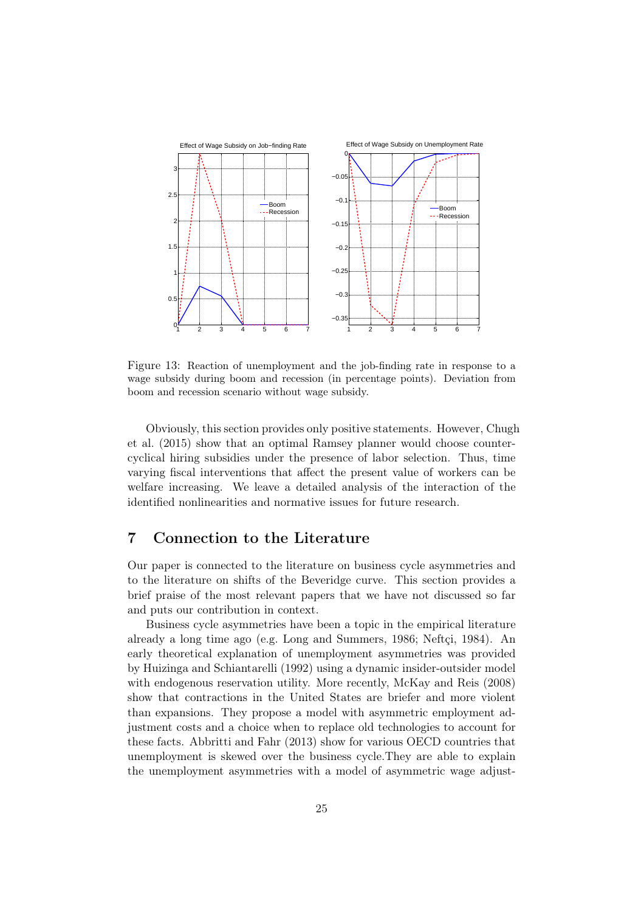Figure 13: Reaction of unemployment and the job-finding rate in response to a wage subsidy during boom and recession (in percentage points). Deviation from boom and recession scenario without wage subsidy.

Obviously, this section provides only positive statements. However, Chugh et al. (2015) show that an optimal Ramsey planner would choose countercyclical hiring subsidies under the presence of labor selection. Thus, time varying fiscal interventions that affect the present value of workers can be welfare increasing. We leave a detailed analysis of the interaction of the identified nonlinearities and normative issues for future research.

## 7 Connection to the Literature

Our paper is connected to the literature on business cycle asymmetries and to the literature on shifts of the Beveridge curve. This section provides a brief praise of the most relevant papers that we have not discussed so far and puts our contribution in context.

Business cycle asymmetries have been a topic in the empirical literature already a long time ago (e.g. Long and Summers, 1986; Neftçi, 1984). An early theoretical explanation of unemployment asymmetries was provided by Huizinga and Schiantarelli (1992) using a dynamic insider-outsider model with endogenous reservation utility. More recently, McKay and Reis (2008) show that contractions in the United States are briefer and more violent than expansions. They propose a model with asymmetric employment adjustment costs and a choice when to replace old technologies to account for these facts. Abbritti and Fahr (2013) show for various OECD countries that unemployment is skewed over the business cycle.They are able to explain the unemployment asymmetries with a model of asymmetric wage adjust-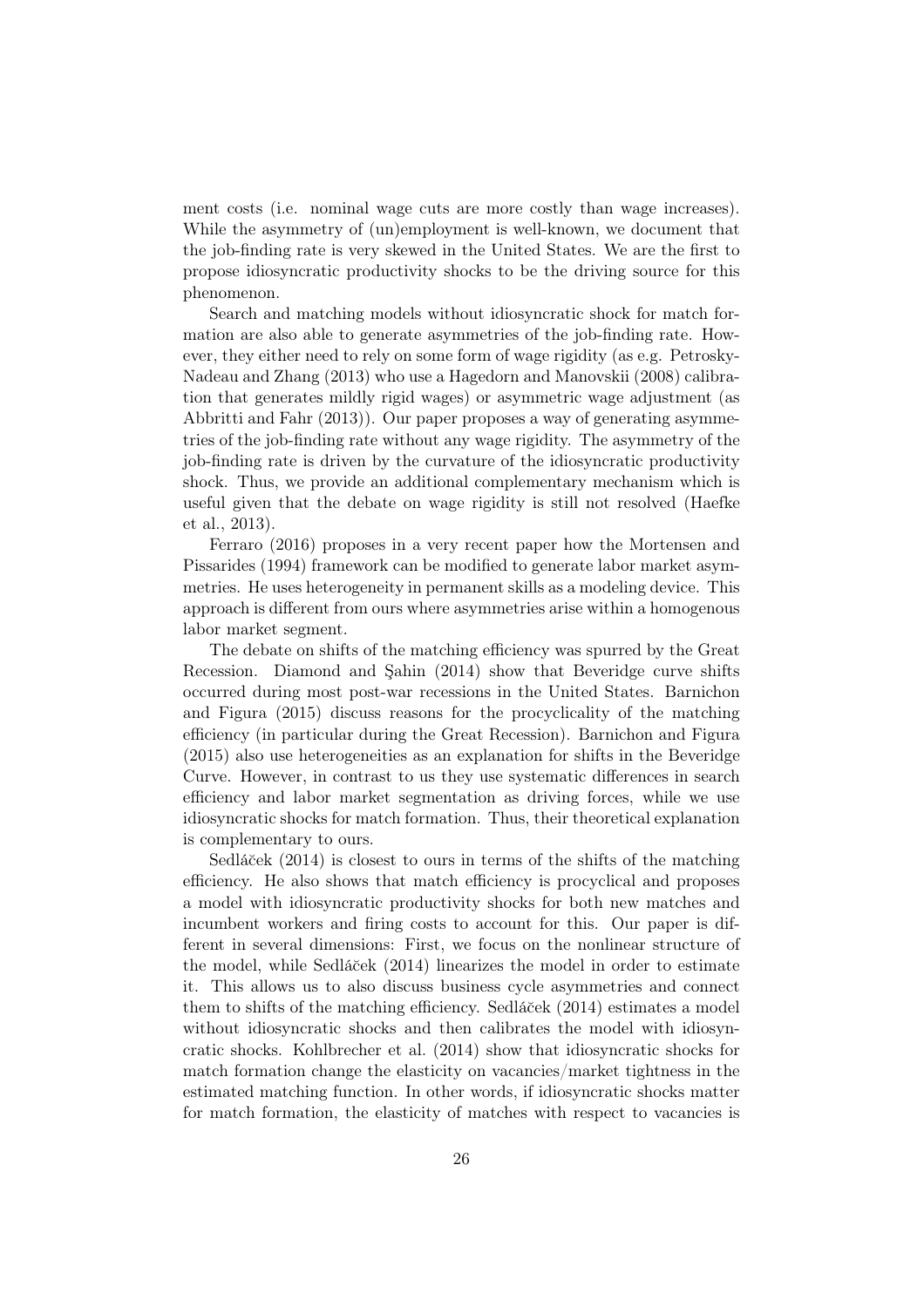ment costs (i.e. nominal wage cuts are more costly than wage increases). While the asymmetry of (un)employment is well-known, we document that the job-finding rate is very skewed in the United States. We are the first to propose idiosyncratic productivity shocks to be the driving source for this phenomenon.

Search and matching models without idiosyncratic shock for match formation are also able to generate asymmetries of the job-finding rate. However, they either need to rely on some form of wage rigidity (as e.g. Petrosky-Nadeau and Zhang (2013) who use a Hagedorn and Manovskii (2008) calibration that generates mildly rigid wages) or asymmetric wage adjustment (as Abbritti and Fahr (2013)). Our paper proposes a way of generating asymmetries of the job-finding rate without any wage rigidity. The asymmetry of the job-finding rate is driven by the curvature of the idiosyncratic productivity shock. Thus, we provide an additional complementary mechanism which is useful given that the debate on wage rigidity is still not resolved (Haefke et al., 2013).

Ferraro (2016) proposes in a very recent paper how the Mortensen and Pissarides (1994) framework can be modified to generate labor market asymmetries. He uses heterogeneity in permanent skills as a modeling device. This approach is different from ours where asymmetries arise within a homogenous labor market segment.

The debate on shifts of the matching efficiency was spurred by the Great Recession. Diamond and Şahin (2014) show that Beveridge curve shifts occurred during most post-war recessions in the United States. Barnichon and Figura (2015) discuss reasons for the procyclicality of the matching efficiency (in particular during the Great Recession). Barnichon and Figura (2015) also use heterogeneities as an explanation for shifts in the Beveridge Curve. However, in contrast to us they use systematic differences in search efficiency and labor market segmentation as driving forces, while we use idiosyncratic shocks for match formation. Thus, their theoretical explanation is complementary to ours.

Sedláček (2014) is closest to ours in terms of the shifts of the matching efficiency. He also shows that match efficiency is procyclical and proposes a model with idiosyncratic productivity shocks for both new matches and incumbent workers and firing costs to account for this. Our paper is different in several dimensions: First, we focus on the nonlinear structure of the model, while Sedláček (2014) linearizes the model in order to estimate it. This allows us to also discuss business cycle asymmetries and connect them to shifts of the matching efficiency. Sedláček (2014) estimates a model without idiosyncratic shocks and then calibrates the model with idiosyncratic shocks. Kohlbrecher et al. (2014) show that idiosyncratic shocks for match formation change the elasticity on vacancies/market tightness in the estimated matching function. In other words, if idiosyncratic shocks matter for match formation, the elasticity of matches with respect to vacancies is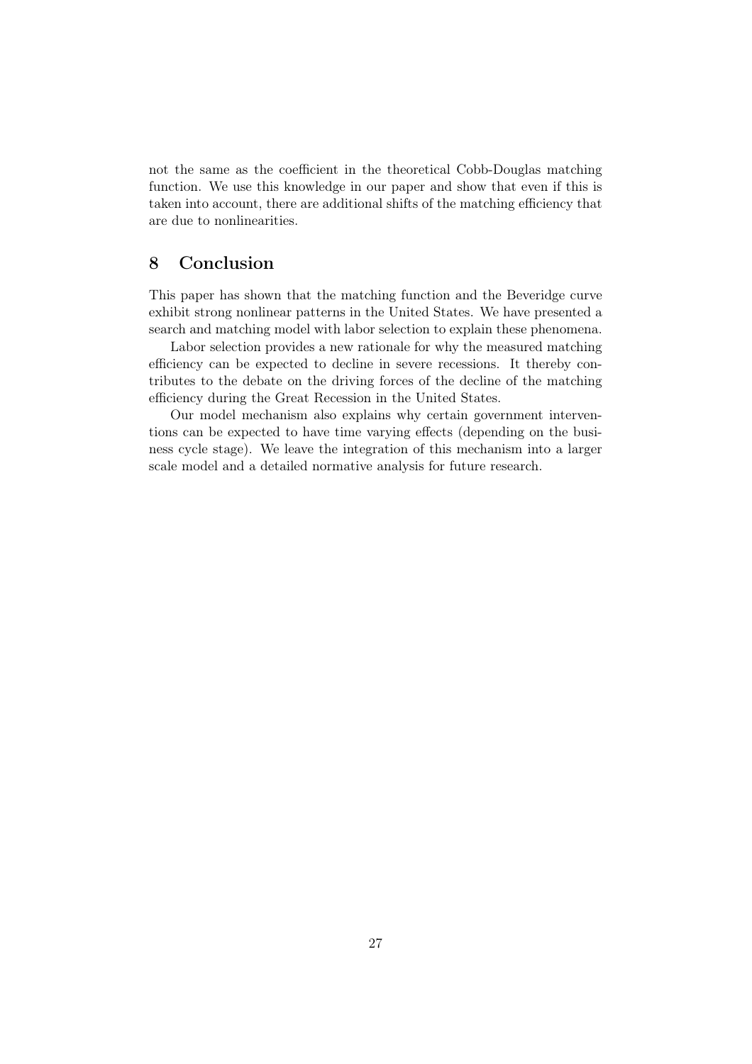not the same as the coefficient in the theoretical Cobb-Douglas matching function. We use this knowledge in our paper and show that even if this is taken into account, there are additional shifts of the matching efficiency that are due to nonlinearities.

## 8 Conclusion

This paper has shown that the matching function and the Beveridge curve exhibit strong nonlinear patterns in the United States. We have presented a search and matching model with labor selection to explain these phenomena.

Labor selection provides a new rationale for why the measured matching efficiency can be expected to decline in severe recessions. It thereby contributes to the debate on the driving forces of the decline of the matching efficiency during the Great Recession in the United States.

Our model mechanism also explains why certain government interventions can be expected to have time varying effects (depending on the business cycle stage). We leave the integration of this mechanism into a larger scale model and a detailed normative analysis for future research.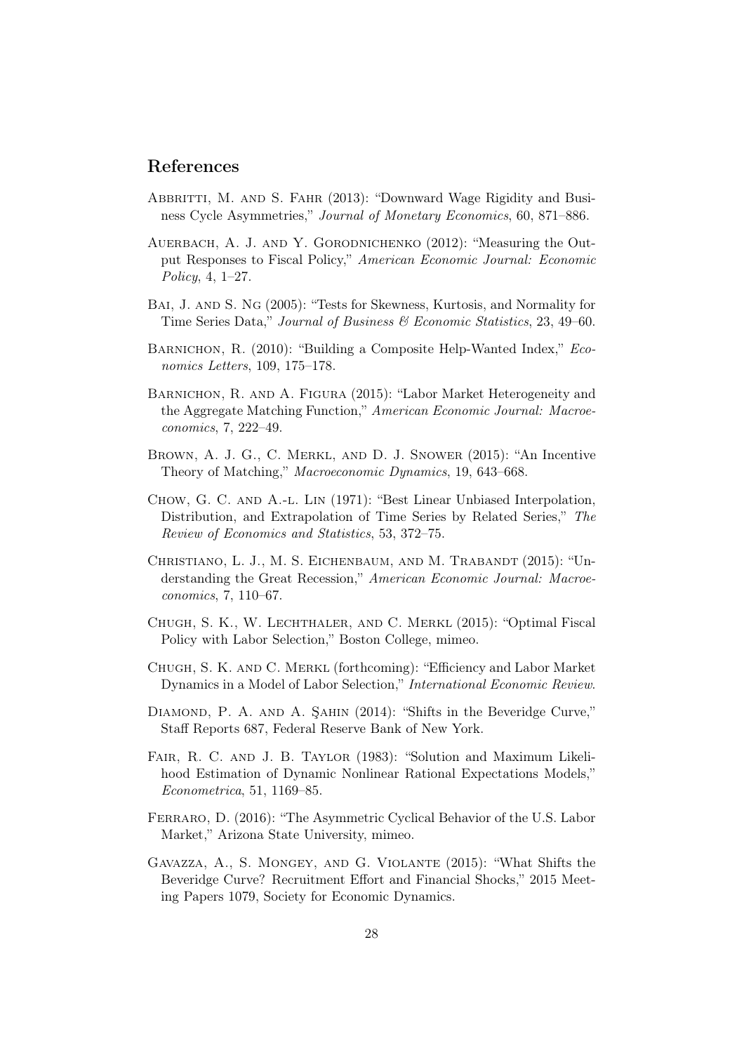## References

Abbritti, M. and S. Fahr (2013): "Downward Wage Rigidity and Business Cycle Asymmetries," *Journal of Monetary Economics*, 60, 871–886.

Auerbach, A. J. and Y. Gorodnichenko (2012): "Measuring the Output Responses to Fiscal Policy," *American Economic Journal: Economic Policy*, 4, 1–27.

Bai, J. and S. Ng (2005): "Tests for Skewness, Kurtosis, and Normality for Time Series Data," *Journal of Business & Economic Statistics*, 23, 49–60.

Barnichon, R. (2010): "Building a Composite Help-Wanted Index," *Economics Letters*, 109, 175–178.

Barnichon, R. and A. Figura (2015): "Labor Market Heterogeneity and the Aggregate Matching Function," *American Economic Journal: Macroeconomics*, 7, 222–49.

Brown, A. J. G., C. Merkl, and D. J. Snower (2015): "An Incentive Theory of Matching," *Macroeconomic Dynamics*, 19, 643–668.

Chow, G. C. and A.-l. Lin (1971): "Best Linear Unbiased Interpolation, Distribution, and Extrapolation of Time Series by Related Series," *The Review of Economics and Statistics*, 53, 372–75.

Christiano, L. J., M. S. Eichenbaum, and M. Trabandt (2015): "Understanding the Great Recession," *American Economic Journal: Macroeconomics*, 7, 110–67.

Chugh, S. K., W. Lechthaler, and C. Merkl (2015): "Optimal Fiscal Policy with Labor Selection," Boston College, mimeo.

Chugh, S. K. and C. Merkl (forthcoming): "Efficiency and Labor Market Dynamics in a Model of Labor Selection," *International Economic Review*.

Diamond, P. A. and A. Şahin (2014): "Shifts in the Beveridge Curve," Staff Reports 687, Federal Reserve Bank of New York.

Fair, R. C. and J. B. Taylor (1983): "Solution and Maximum Likelihood Estimation of Dynamic Nonlinear Rational Expectations Models," *Econometrica*, 51, 1169–85.

Ferraro, D. (2016): "The Asymmetric Cyclical Behavior of the U.S. Labor Market," Arizona State University, mimeo.

Gavazza, A., S. Mongey, and G. Violante (2015): "What Shifts the Beveridge Curve? Recruitment Effort and Financial Shocks," 2015 Meeting Papers 1079, Society for Economic Dynamics.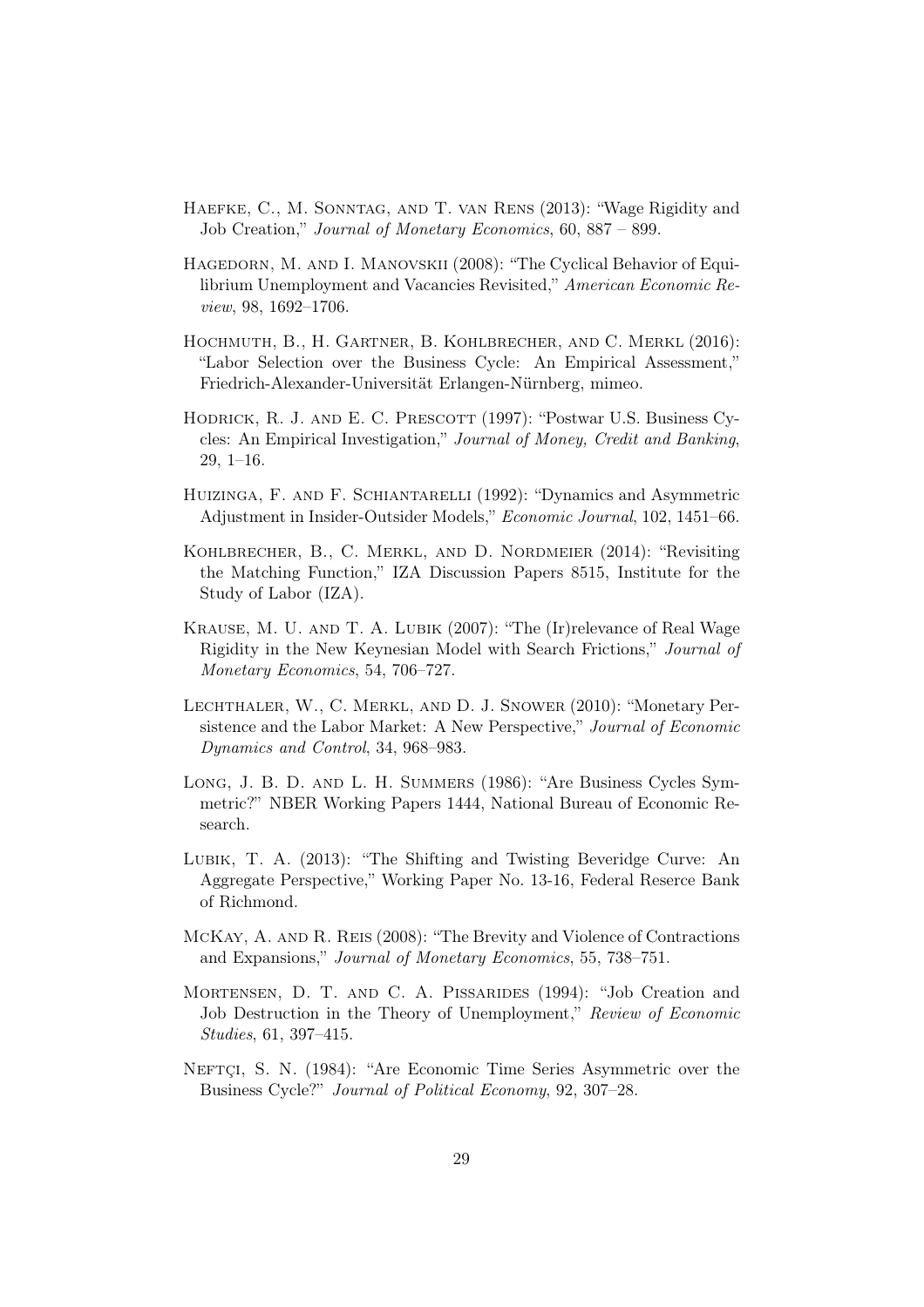Haefke, C., M. Sonntag, and T. van Rens (2013): "Wage Rigidity and Job Creation," *Journal of Monetary Economics*, 60, 887 – 899.

Hagedorn, M. and I. Manovskii (2008): "The Cyclical Behavior of Equilibrium Unemployment and Vacancies Revisited," *American Economic Review*, 98, 1692–1706.

Hochmuth, B., H. Gartner, B. Kohlbrecher, and C. Merkl (2016): "Labor Selection over the Business Cycle: An Empirical Assessment," Friedrich-Alexander-Universität Erlangen-Nürnberg, mimeo.

Hodrick, R. J. and E. C. Prescott (1997): "Postwar U.S. Business Cycles: An Empirical Investigation," *Journal of Money, Credit and Banking*, 29, 1–16.

Huizinga, F. and F. Schiantarelli (1992): "Dynamics and Asymmetric Adjustment in Insider-Outsider Models," *Economic Journal*, 102, 1451–66.

Kohlbrecher, B., C. Merkl, and D. Nordmeier (2014): "Revisiting the Matching Function," IZA Discussion Papers 8515, Institute for the Study of Labor (IZA).

Krause, M. U. and T. A. Lubik (2007): "The (Ir)relevance of Real Wage Rigidity in the New Keynesian Model with Search Frictions," *Journal of Monetary Economics*, 54, 706–727.

Lechthaler, W., C. Merkl, and D. J. Snower (2010): "Monetary Persistence and the Labor Market: A New Perspective," *Journal of Economic Dynamics and Control*, 34, 968–983.

Long, J. B. D. and L. H. Summers (1986): "Are Business Cycles Symmetric?" NBER Working Papers 1444, National Bureau of Economic Research.

Lubik, T. A. (2013): "The Shifting and Twisting Beveridge Curve: An Aggregate Perspective," Working Paper No. 13-16, Federal Reserce Bank of Richmond.

McKay, A. and R. Reis (2008): "The Brevity and Violence of Contractions and Expansions," *Journal of Monetary Economics*, 55, 738–751.

Mortensen, D. T. and C. A. Pissarides (1994): "Job Creation and Job Destruction in the Theory of Unemployment," *Review of Economic Studies*, 61, 397–415.

Neftçi, S. N. (1984): "Are Economic Time Series Asymmetric over the Business Cycle?" *Journal of Political Economy*, 92, 307–28.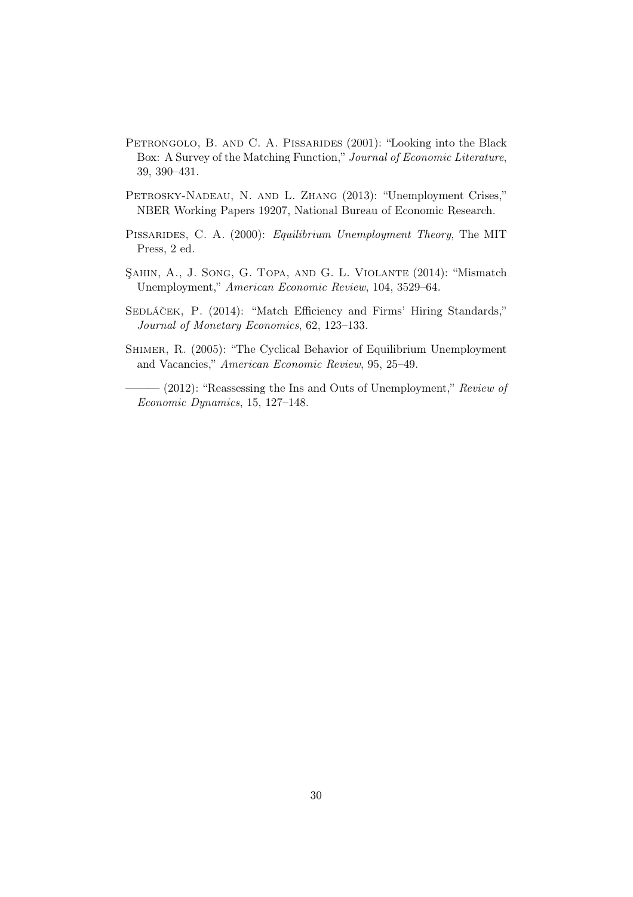Petrongolo, B. and C. A. Pissarides (2001): "Looking into the Black Box: A Survey of the Matching Function," *Journal of Economic Literature*, 39, 390–431.

Petrosky-Nadeau, N. and L. Zhang (2013): "Unemployment Crises," NBER Working Papers 19207, National Bureau of Economic Research.

Pissarides, C. A. (2000): *Equilibrium Unemployment Theory*, The MIT Press, 2 ed.

Şahin, A., J. Song, G. Topa, and G. L. Violante (2014): "Mismatch Unemployment," *American Economic Review*, 104, 3529–64.

Sedláček, P. (2014): "Match Efficiency and Firms' Hiring Standards," *Journal of Monetary Economics*, 62, 123–133.

Shimer, R. (2005): "The Cyclical Behavior of Equilibrium Unemployment and Vacancies," *American Economic Review*, 95, 25–49.

——— (2012): "Reassessing the Ins and Outs of Unemployment," *Review of Economic Dynamics*, 15, 127–148.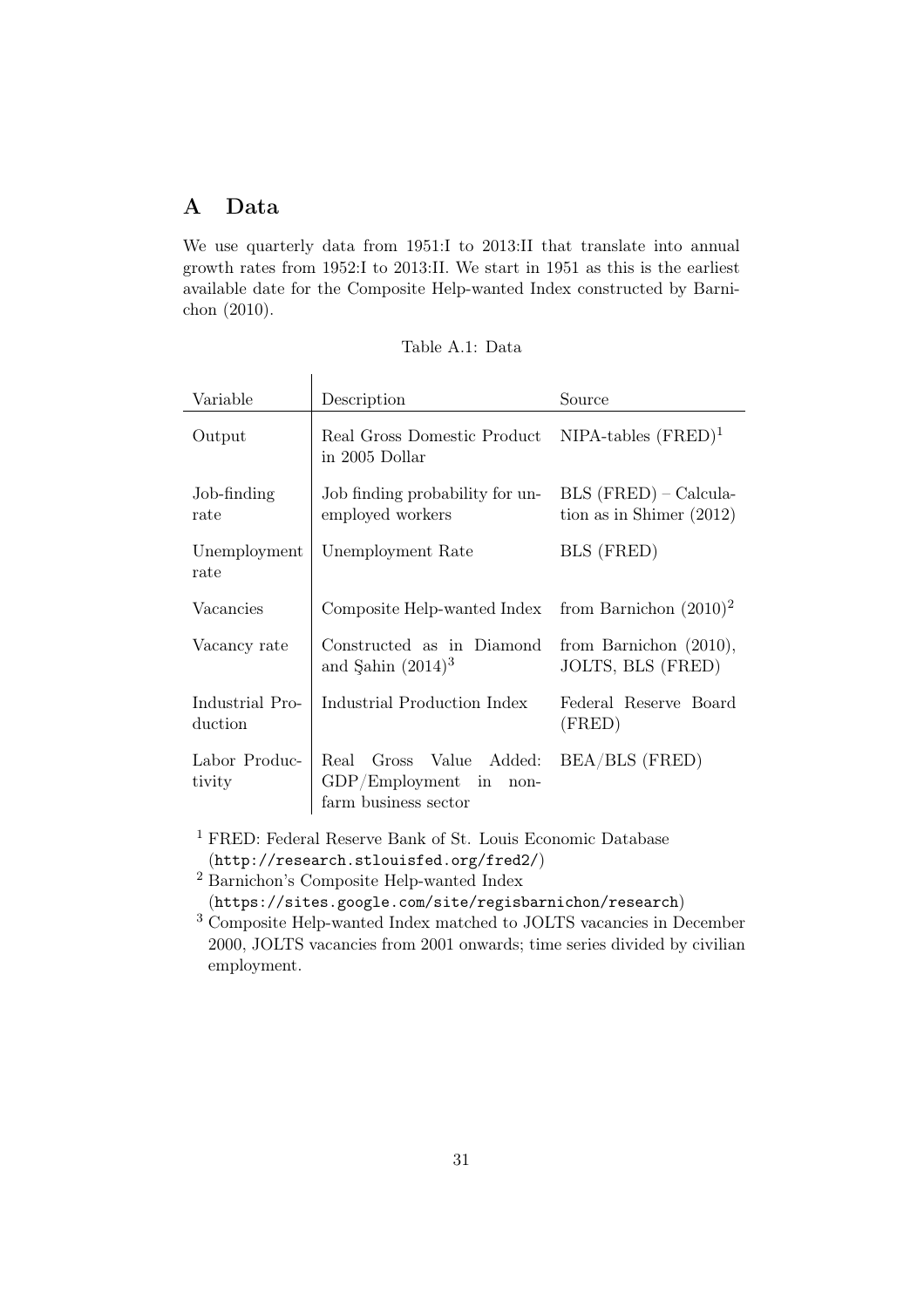# A Data

We use quarterly data from 1951:I to 2013:II that translate into annual growth rates from 1952:I to 2013:II. We start in 1951 as this is the earliest available date for the Composite Help-wanted Index constructed by Barnichon (2010).

Table A.1: Data

| Variable | Description | Source |
|---|---|---|
| Output | Real Gross Domestic Product in 2005 Dollar | NIPA-tables (FRED)[1] |
| Job-finding rate | Job finding probability for unemployed workers | BLS (FRED) – Calculation as in Shimer (2012) |
| Unemployment rate | Unemployment Rate | BLS (FRED) |
| Vacancies | Composite Help-wanted Index | from Barnichon (2010)[2] |
| Vacancy rate | Constructed as in Diamond and Şahin (2014)[3] | from Barnichon (2010), JOLTS, BLS (FRED) |
| Industrial Production | Industrial Production Index | Federal Reserve Board (FRED) |
| Labor Productivity | Real Gross Value Added: GDP/Employment in nonfarm business sector | BEA/BLS (FRED) |

[1] FRED: Federal Reserve Bank of St. Louis Economic Database (http://research.stlouisfed.org/fred2/)

[2] Barnichon's Composite Help-wanted Index (https://sites.google.com/site/regisbarnichon/research)

[3] Composite Help-wanted Index matched to JOLTS vacancies in December 2000, JOLTS vacancies from 2001 onwards; time series divided by civilian employment.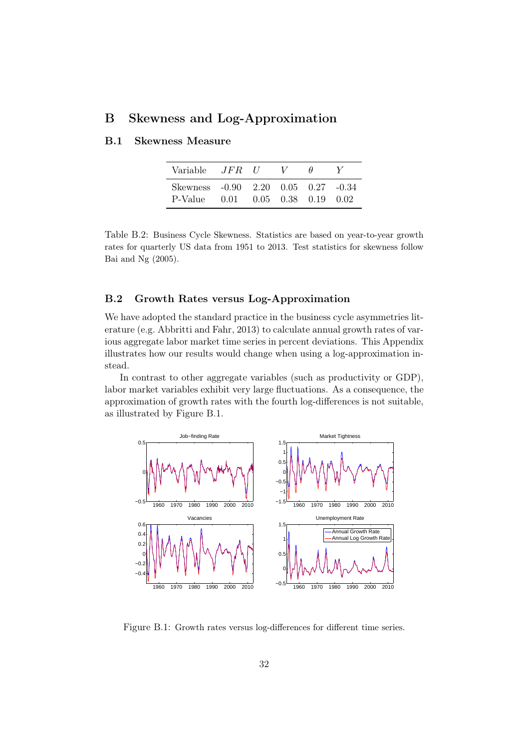# B Skewness and Log-Approximation

## B.1 Skewness Measure

| Variable | $JFR$ | $U$ | $V$ | $\theta$ | $Y$ |
|---|---|---|---|---|---|
| Skewness | -0.90 | 2.20 | 0.05 | 0.27 | -0.34 |
| P-Value | 0.01 | 0.05 | 0.38 | 0.19 | 0.02 |

Table B.2: Business Cycle Skewness. Statistics are based on year-to-year growth rates for quarterly US data from 1951 to 2013. Test statistics for skewness follow Bai and Ng (2005).

## B.2 Growth Rates versus Log-Approximation

We have adopted the standard practice in the business cycle asymmetries literature (e.g. Abbritti and Fahr, 2013) to calculate annual growth rates of various aggregate labor market time series in percent deviations. This Appendix illustrates how our results would change when using a log-approximation instead.

In contrast to other aggregate variables (such as productivity or GDP), labor market variables exhibit very large fluctuations. As a consequence, the approximation of growth rates with the fourth log-differences is not suitable, as illustrated by Figure B.1.

Figure B.1: Growth rates versus log-differences for different time series.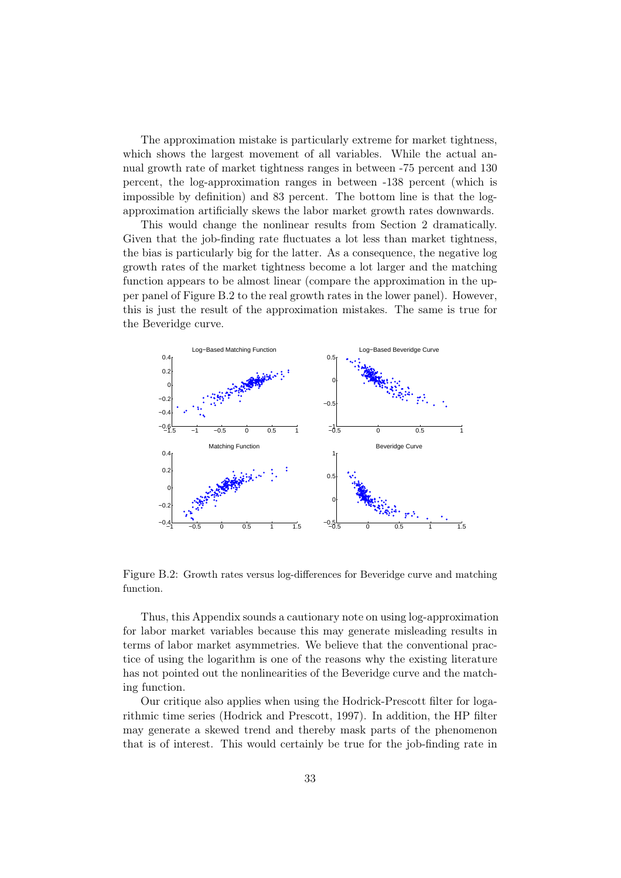The approximation mistake is particularly extreme for market tightness, which shows the largest movement of all variables. While the actual annual growth rate of market tightness ranges in between -75 percent and 130 percent, the log-approximation ranges in between -138 percent (which is impossible by definition) and 83 percent. The bottom line is that the log-approximation artificially skews the labor market growth rates downwards.

This would change the nonlinear results from Section 2 dramatically. Given that the job-finding rate fluctuates a lot less than market tightness, the bias is particularly big for the latter. As a consequence, the negative log growth rates of the market tightness become a lot larger and the matching function appears to be almost linear (compare the approximation in the upper panel of Figure B.2 to the real growth rates in the lower panel). However, this is just the result of the approximation mistakes. The same is true for the Beveridge curve.

Figure B.2: Growth rates versus log-differences for Beveridge curve and matching function.

Thus, this Appendix sounds a cautionary note on using log-approximation for labor market variables because this may generate misleading results in terms of labor market asymmetries. We believe that the conventional practice of using the logarithm is one of the reasons why the existing literature has not pointed out the nonlinearities of the Beveridge curve and the matching function.

Our critique also applies when using the Hodrick-Prescott filter for logarithmic time series (Hodrick and Prescott, 1997). In addition, the HP filter may generate a skewed trend and thereby mask parts of the phenomenon that is of interest. This would certainly be true for the job-finding rate in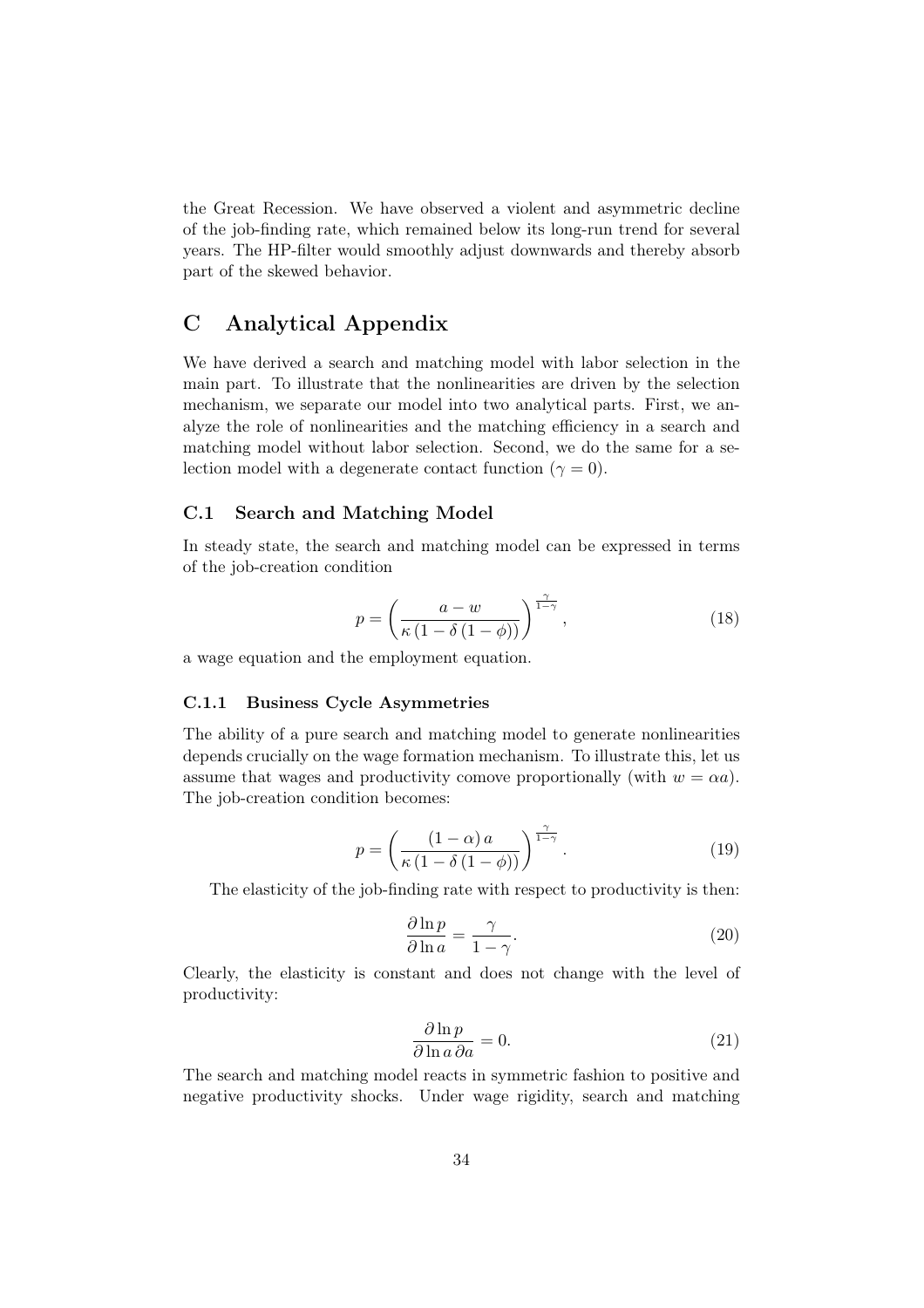the Great Recession. We have observed a violent and asymmetric decline of the job-finding rate, which remained below its long-run trend for several years. The HP-filter would smoothly adjust downwards and thereby absorb part of the skewed behavior.

# C Analytical Appendix

We have derived a search and matching model with labor selection in the main part. To illustrate that the nonlinearities are driven by the selection mechanism, we separate our model into two analytical parts. First, we analyze the role of nonlinearities and the matching efficiency in a search and matching model without labor selection. Second, we do the same for a selection model with a degenerate contact function ($\gamma = 0$).

## C.1 Search and Matching Model

In steady state, the search and matching model can be expressed in terms of the job-creation condition

$$p = \left( \frac{a - w}{\kappa \left(1 - \delta \left(1 - \phi\right)\right)} \right)^{\frac{\gamma}{1-\gamma}}, \tag{18}$$

a wage equation and the employment equation.

### C.1.1 Business Cycle Asymmetries

The ability of a pure search and matching model to generate nonlinearities depends crucially on the wage formation mechanism. To illustrate this, let us assume that wages and productivity comove proportionally (with $w = \alpha a$). The job-creation condition becomes:

$$p = \left( \frac{(1 - \alpha)\, a}{\kappa \left(1 - \delta \left(1 - \phi\right)\right)} \right)^{\frac{\gamma}{1-\gamma}}. \tag{19}$$

The elasticity of the job-finding rate with respect to productivity is then:

$$\frac{\partial \ln p}{\partial \ln a} = \frac{\gamma}{1 - \gamma}. \tag{20}$$

Clearly, the elasticity is constant and does not change with the level of productivity:

$$\frac{\partial \ln p}{\partial \ln a \, \partial a} = 0. \tag{21}$$

The search and matching model reacts in symmetric fashion to positive and negative productivity shocks. Under wage rigidity, search and matching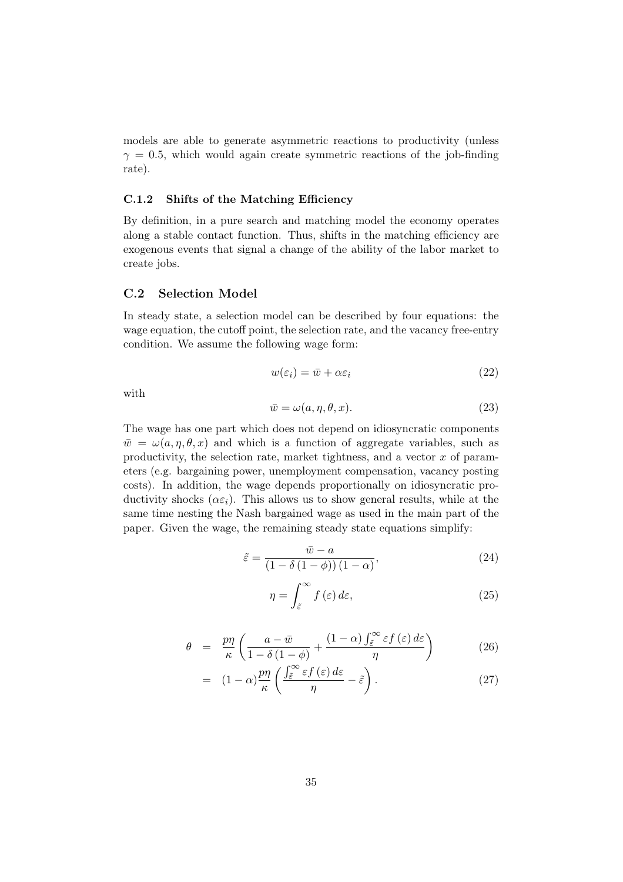models are able to generate asymmetric reactions to productivity (unless $\gamma = 0.5$, which would again create symmetric reactions of the job-finding rate).

### C.1.2 Shifts of the Matching Efficiency

By definition, in a pure search and matching model the economy operates along a stable contact function. Thus, shifts in the matching efficiency are exogenous events that signal a change of the ability of the labor market to create jobs.

## C.2 Selection Model

In steady state, a selection model can be described by four equations: the wage equation, the cutoff point, the selection rate, and the vacancy free-entry condition. We assume the following wage form:

$$w(\varepsilon_i) = \bar{w} + \alpha\varepsilon_i \tag{22}$$

with

$$\bar{w} = \omega(a, \eta, \theta, x). \tag{23}$$

The wage has one part which does not depend on idiosyncratic components $\bar{w} = \omega(a, \eta, \theta, x)$ and which is a function of aggregate variables, such as productivity, the selection rate, market tightness, and a vector $x$ of parameters (e.g. bargaining power, unemployment compensation, vacancy posting costs). In addition, the wage depends proportionally on idiosyncratic productivity shocks ($\alpha\varepsilon_i$). This allows us to show general results, while at the same time nesting the Nash bargained wage as used in the main part of the paper. Given the wage, the remaining steady state equations simplify:

$$\tilde{\varepsilon} = \frac{\bar{w} - a}{\left(1 - \delta\left(1 - \phi\right)\right)\left(1 - \alpha\right)}, \tag{24}$$

$$\eta = \int_{\tilde{\varepsilon}}^{\infty} f\left(\varepsilon\right) d\varepsilon, \tag{25}$$

$$\begin{aligned} \theta &= \frac{p\eta}{\kappa}\left(\frac{a - \bar{w}}{1 - \delta\left(1 - \phi\right)} + \frac{\left(1 - \alpha\right)\int_{\tilde{\varepsilon}}^{\infty} \varepsilon f\left(\varepsilon\right) d\varepsilon}{\eta}\right) & (26) \\ &= (1 - \alpha)\frac{p\eta}{\kappa}\left(\frac{\int_{\tilde{\varepsilon}}^{\infty} \varepsilon f\left(\varepsilon\right) d\varepsilon}{\eta} - \tilde{\varepsilon}\right). & (27) \end{aligned}$$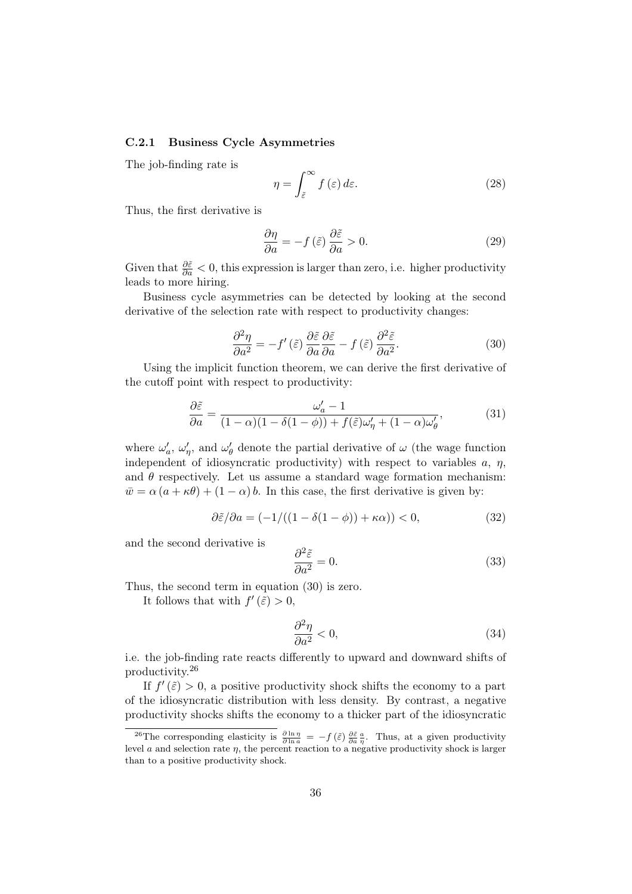### C.2.1 Business Cycle Asymmetries

The job-finding rate is

$$\eta = \int_{\tilde{\varepsilon}}^{\infty} f(\varepsilon)\, d\varepsilon. \tag{28}$$

Thus, the first derivative is

$$\frac{\partial \eta}{\partial a} = -f(\tilde{\varepsilon})\, \frac{\partial \tilde{\varepsilon}}{\partial a} > 0. \tag{29}$$

Given that $\frac{\partial \tilde{\varepsilon}}{\partial a} < 0$, this expression is larger than zero, i.e. higher productivity leads to more hiring.

Business cycle asymmetries can be detected by looking at the second derivative of the selection rate with respect to productivity changes:

$$\frac{\partial^2 \eta}{\partial a^2} = -f'(\tilde{\varepsilon})\, \frac{\partial \tilde{\varepsilon}}{\partial a} \frac{\partial \tilde{\varepsilon}}{\partial a} - f(\tilde{\varepsilon})\, \frac{\partial^2 \tilde{\varepsilon}}{\partial a^2}. \tag{30}$$

Using the implicit function theorem, we can derive the first derivative of the cutoff point with respect to productivity:

$$\frac{\partial \tilde{\varepsilon}}{\partial a} = \frac{\omega_a' - 1}{(1-\alpha)(1-\delta(1-\phi)) + f(\tilde{\varepsilon})\omega_\eta' + (1-\alpha)\omega_\theta'}, \tag{31}$$

where $\omega_a'$, $\omega_\eta'$, and $\omega_\theta'$ denote the partial derivative of $\omega$ (the wage function independent of idiosyncratic productivity) with respect to variables $a$, $\eta$, and $\theta$ respectively. Let us assume a standard wage formation mechanism: $\bar{w} = \alpha\,(a + \kappa\theta) + (1-\alpha)\, b$. In this case, the first derivative is given by:

$$\partial \tilde{\varepsilon} / \partial a = (-1/((1-\delta(1-\phi)) + \kappa\alpha)) < 0, \tag{32}$$

and the second derivative is

$$\frac{\partial^2 \tilde{\varepsilon}}{\partial a^2} = 0. \tag{33}$$

Thus, the second term in equation (30) is zero.

It follows that with $f'(\tilde{\varepsilon}) > 0$,

$$\frac{\partial^2 \eta}{\partial a^2} < 0, \tag{34}$$

i.e. the job-finding rate reacts differently to upward and downward shifts of productivity.[26]

If $f'(\tilde{\varepsilon}) > 0$, a positive productivity shock shifts the economy to a part of the idiosyncratic distribution with less density. By contrast, a negative productivity shocks shifts the economy to a thicker part of the idiosyncratic

[26] The corresponding elasticity is $\frac{\partial \ln \eta}{\partial \ln a} = -f(\tilde{\varepsilon})\, \frac{\partial \tilde{\varepsilon}}{\partial a} \frac{a}{\eta}$. Thus, at a given productivity level $a$ and selection rate $\eta$, the percent reaction to a negative productivity shock is larger than to a positive productivity shock.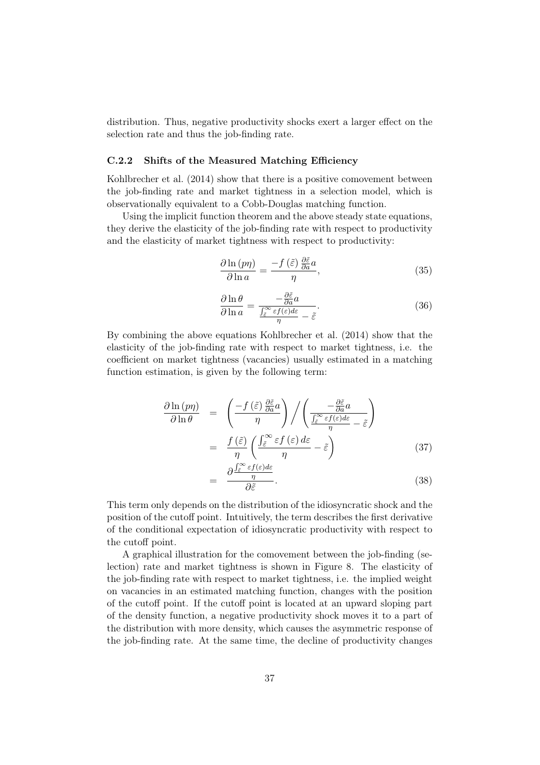distribution. Thus, negative productivity shocks exert a larger effect on the selection rate and thus the job-finding rate.

### C.2.2 Shifts of the Measured Matching Efficiency

Kohlbrecher et al. (2014) show that there is a positive comovement between the job-finding rate and market tightness in a selection model, which is observationally equivalent to a Cobb-Douglas matching function.

Using the implicit function theorem and the above steady state equations, they derive the elasticity of the job-finding rate with respect to productivity and the elasticity of market tightness with respect to productivity:

$$\frac{\partial \ln (p\eta)}{\partial \ln a} = \frac{-f(\tilde{\varepsilon}) \frac{\partial \tilde{\varepsilon}}{\partial a} a}{\eta}, \tag{35}$$

$$\frac{\partial \ln \theta}{\partial \ln a} = \frac{-\frac{\partial \tilde{\varepsilon}}{\partial a} a}{\frac{\int_{\tilde{\varepsilon}}^{\infty} \varepsilon f(\varepsilon) d\varepsilon}{\eta} - \tilde{\varepsilon}}. \tag{36}$$

By combining the above equations Kohlbrecher et al. (2014) show that the elasticity of the job-finding rate with respect to market tightness, i.e. the coefficient on market tightness (vacancies) usually estimated in a matching function estimation, is given by the following term:

$$\begin{aligned}
\frac{\partial \ln (p\eta)}{\partial \ln \theta} &= \left( \frac{-f(\tilde{\varepsilon}) \frac{\partial \tilde{\varepsilon}}{\partial a} a}{\eta} \right) \Bigg/ \left( \frac{-\frac{\partial \tilde{\varepsilon}}{\partial a} a}{\frac{\int_{\tilde{\varepsilon}}^{\infty} \varepsilon f(\varepsilon) d\varepsilon}{\eta} - \tilde{\varepsilon}} \right) \\
&= \frac{f(\tilde{\varepsilon})}{\eta} \left( \frac{\int_{\tilde{\varepsilon}}^{\infty} \varepsilon f(\varepsilon) d\varepsilon}{\eta} - \tilde{\varepsilon} \right) \qquad (37) \\
&= \frac{\partial \frac{\int_{\tilde{\varepsilon}}^{\infty} \varepsilon f(\varepsilon) d\varepsilon}{\eta}}{\partial \tilde{\varepsilon}}. \qquad (38)
\end{aligned}$$

This term only depends on the distribution of the idiosyncratic shock and the position of the cutoff point. Intuitively, the term describes the first derivative of the conditional expectation of idiosyncratic productivity with respect to the cutoff point.

A graphical illustration for the comovement between the job-finding (selection) rate and market tightness is shown in Figure 8. The elasticity of the job-finding rate with respect to market tightness, i.e. the implied weight on vacancies in an estimated matching function, changes with the position of the cutoff point. If the cutoff point is located at an upward sloping part of the density function, a negative productivity shock moves it to a part of the distribution with more density, which causes the asymmetric response of the job-finding rate. At the same time, the decline of productivity changes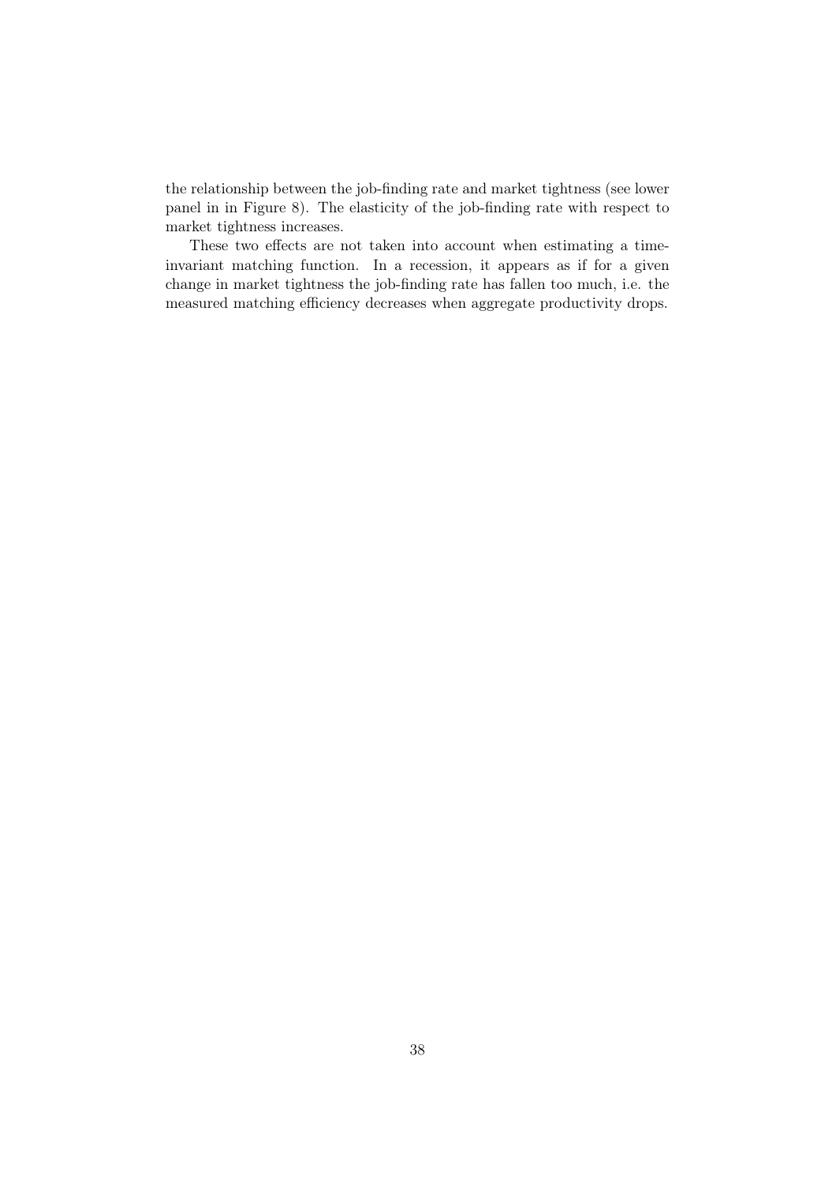the relationship between the job-finding rate and market tightness (see lower panel in in Figure 8). The elasticity of the job-finding rate with respect to market tightness increases.

These two effects are not taken into account when estimating a time-invariant matching function. In a recession, it appears as if for a given change in market tightness the job-finding rate has fallen too much, i.e. the measured matching efficiency decreases when aggregate productivity drops.